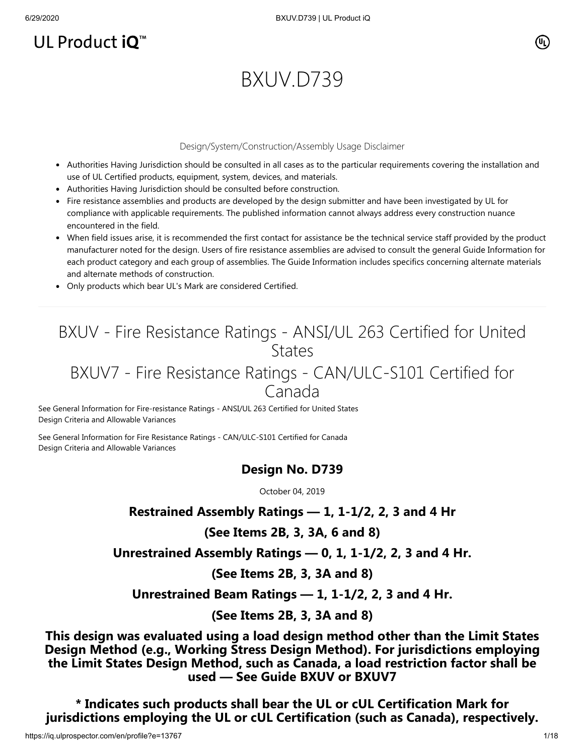UL Product iQ™

# BXUV.D739

Design/System/Construction/Assembly Usage Disclaimer

- Authorities Having Jurisdiction should be consulted in all cases as to the particular requirements covering the installation and use of UL Certified products, equipment, system, devices, and materials.
- Authorities Having Jurisdiction should be consulted before construction.
- Fire resistance assemblies and products are developed by the design submitter and have been investigated by UL for compliance with applicable requirements. The published information cannot always address every construction nuance encountered in the field.
- When field issues arise, it is recommended the first contact for assistance be the technical service staff provided by the product manufacturer noted for the design. Users of fire resistance assemblies are advised to consult the general Guide Information for each product category and each group of assemblies. The Guide Information includes specifics concerning alternate materials and alternate methods of construction.
- Only products which bear UL's Mark are considered Certified.

---

## BXUV - Fire Resistance Ratings - ANSI/UL 263 Certified for United States

## BXUV7 - Fire Resistance Ratings - CAN/ULC-S101 Certified for Canada

See General Information for Fire-resistance Ratings - ANSI/UL 263 Certified for United States
Design Criteria and Allowable Variances

See General Information for Fire Resistance Ratings - CAN/ULC-S101 Certified for Canada
Design Criteria and Allowable Variances

### Design No. D739

October 04, 2019

**Restrained Assembly Ratings — 1, 1-1/2, 2, 3 and 4 Hr**

**(See Items 2B, 3, 3A, 6 and 8)**

**Unrestrained Assembly Ratings — 0, 1, 1-1/2, 2, 3 and 4 Hr.**

**(See Items 2B, 3, 3A and 8)**

**Unrestrained Beam Ratings — 1, 1-1/2, 2, 3 and 4 Hr.**

**(See Items 2B, 3, 3A and 8)**

**This design was evaluated using a load design method other than the Limit States Design Method (e.g., Working Stress Design Method). For jurisdictions employing the Limit States Design Method, such as Canada, a load restriction factor shall be used — See Guide BXUV or BXUV7**

**\* Indicates such products shall bear the UL or cUL Certification Mark for jurisdictions employing the UL or cUL Certification (such as Canada), respectively.**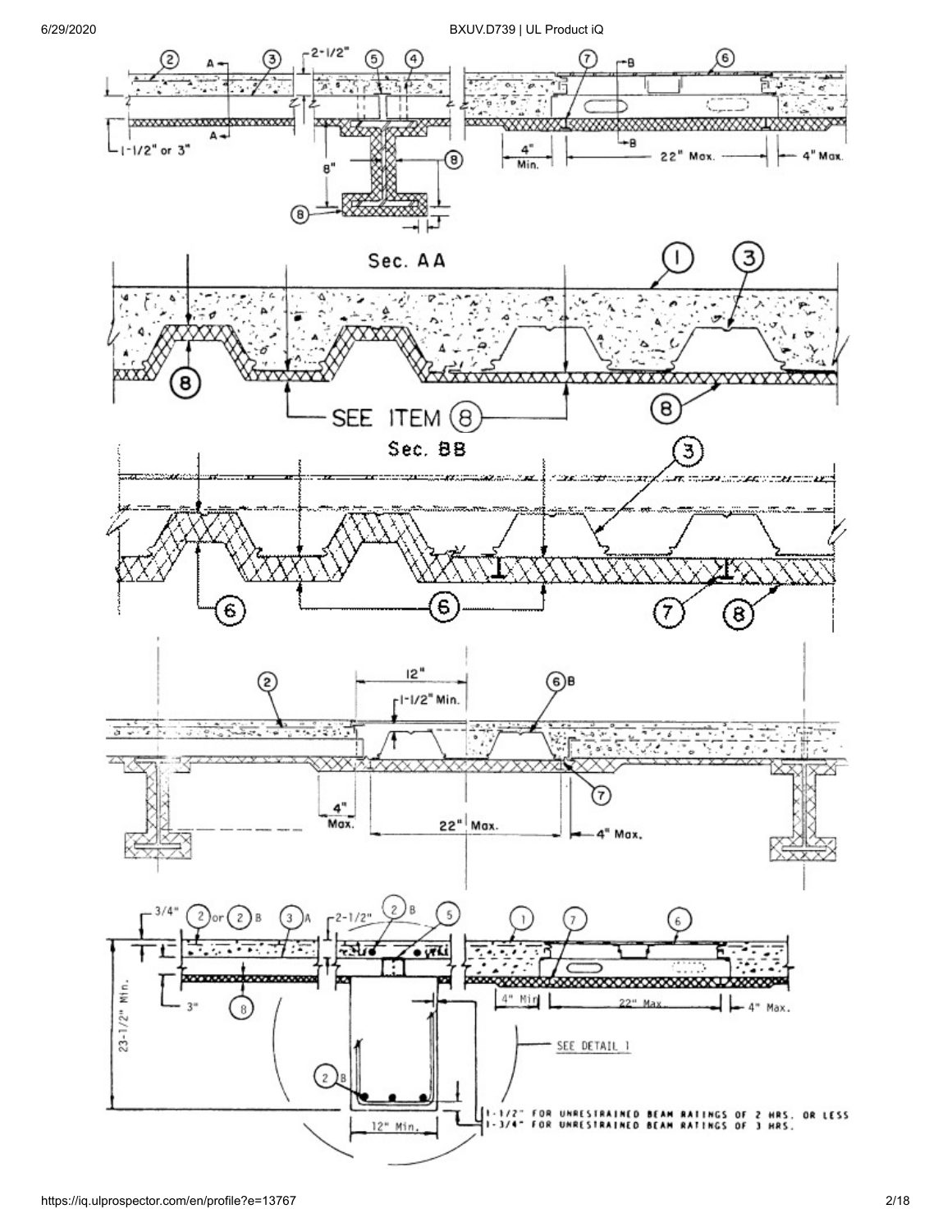Sec. AA

SEE ITEM 8

Sec. BB

SEE DETAIL 1

1-1/2" FOR UNRESTRAINED BEAM RATINGS OF 2 HRS. OR LESS
1-3/4" FOR UNRESTRAINED BEAM RATINGS OF 3 HRS.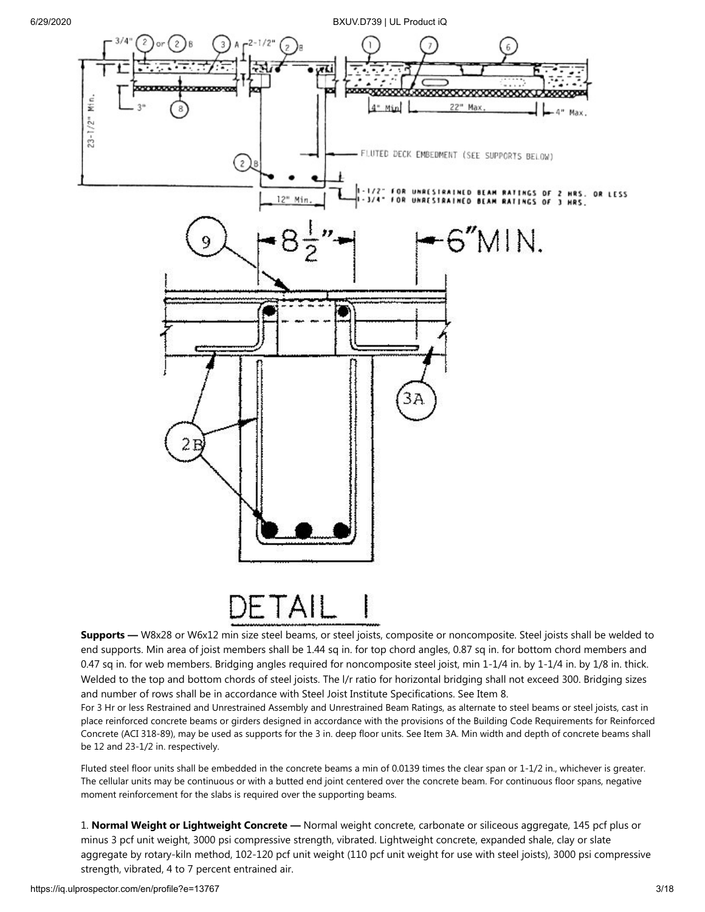**Supports —** W8x28 or W6x12 min size steel beams, or steel joists, composite or noncomposite. Steel joists shall be welded to end supports. Min area of joist members shall be 1.44 sq in. for top chord angles, 0.87 sq in. for bottom chord members and 0.47 sq in. for web members. Bridging angles required for noncomposite steel joist, min 1-1/4 in. by 1-1/4 in. by 1/8 in. thick. Welded to the top and bottom chords of steel joists. The l/r ratio for horizontal bridging shall not exceed 300. Bridging sizes and number of rows shall be in accordance with Steel Joist Institute Specifications. See Item 8.

For 3 Hr or less Restrained and Unrestrained Assembly and Unrestrained Beam Ratings, as alternate to steel beams or steel joists, cast in place reinforced concrete beams or girders designed in accordance with the provisions of the Building Code Requirements for Reinforced Concrete (ACI 318-89), may be used as supports for the 3 in. deep floor units. See Item 3A. Min width and depth of concrete beams shall be 12 and 23-1/2 in. respectively.

Fluted steel floor units shall be embedded in the concrete beams a min of 0.0139 times the clear span or 1-1/2 in., whichever is greater. The cellular units may be continuous or with a butted end joint centered over the concrete beam. For continuous floor spans, negative moment reinforcement for the slabs is required over the supporting beams.

1. **Normal Weight or Lightweight Concrete —** Normal weight concrete, carbonate or siliceous aggregate, 145 pcf plus or minus 3 pcf unit weight, 3000 psi compressive strength, vibrated. Lightweight concrete, expanded shale, clay or slate aggregate by rotary-kiln method, 102-120 pcf unit weight (110 pcf unit weight for use with steel joists), 3000 psi compressive strength, vibrated, 4 to 7 percent entrained air.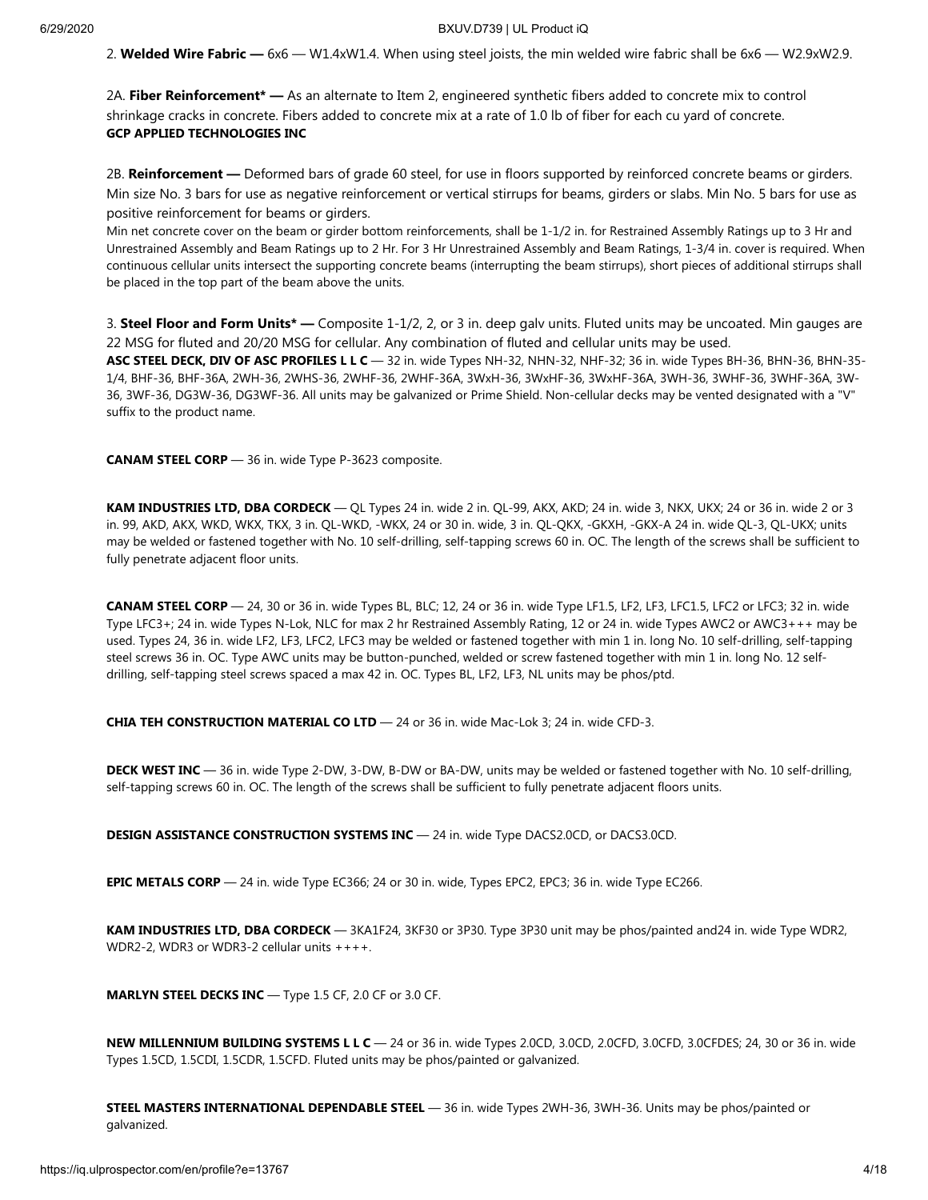2. **Welded Wire Fabric —** 6x6 — W1.4xW1.4. When using steel joists, the min welded wire fabric shall be 6x6 — W2.9xW2.9.

2A. **Fiber Reinforcement* —** As an alternate to Item 2, engineered synthetic fibers added to concrete mix to control shrinkage cracks in concrete. Fibers added to concrete mix at a rate of 1.0 lb of fiber for each cu yard of concrete.
**GCP APPLIED TECHNOLOGIES INC**

2B. **Reinforcement —** Deformed bars of grade 60 steel, for use in floors supported by reinforced concrete beams or girders. Min size No. 3 bars for use as negative reinforcement or vertical stirrups for beams, girders or slabs. Min No. 5 bars for use as positive reinforcement for beams or girders.

Min net concrete cover on the beam or girder bottom reinforcements, shall be 1-1/2 in. for Restrained Assembly Ratings up to 3 Hr and Unrestrained Assembly and Beam Ratings up to 2 Hr. For 3 Hr Unrestrained Assembly and Beam Ratings, 1-3/4 in. cover is required. When continuous cellular units intersect the supporting concrete beams (interrupting the beam stirrups), short pieces of additional stirrups shall be placed in the top part of the beam above the units.

3. **Steel Floor and Form Units* —** Composite 1-1/2, 2, or 3 in. deep galv units. Fluted units may be uncoated. Min gauges are 22 MSG for fluted and 20/20 MSG for cellular. Any combination of fluted and cellular units may be used.
**ASC STEEL DECK, DIV OF ASC PROFILES L L C** — 32 in. wide Types NH-32, NHN-32, NHF-32; 36 in. wide Types BH-36, BHN-36, BHN-35-1/4, BHF-36, BHF-36A, 2WH-36, 2WHS-36, 2WHF-36, 2WHF-36A, 3WxH-36, 3WxHF-36, 3WxHF-36A, 3WH-36, 3WHF-36, 3WHF-36A, 3W-36, 3WF-36, DG3W-36, DG3WF-36. All units may be galvanized or Prime Shield. Non-cellular decks may be vented designated with a "V" suffix to the product name.

**CANAM STEEL CORP** — 36 in. wide Type P-3623 composite.

**KAM INDUSTRIES LTD, DBA CORDECK** — QL Types 24 in. wide 2 in. QL-99, AKX, AKD; 24 in. wide 3, NKX, UKX; 24 or 36 in. wide 2 or 3 in. 99, AKD, AKX, WKD, WKX, TKX, 3 in. QL-WKD, -WKX, 24 or 30 in. wide, 3 in. QL-QKX, -GKXH, -GKX-A 24 in. wide QL-3, QL-UKX; units may be welded or fastened together with No. 10 self-drilling, self-tapping screws 60 in. OC. The length of the screws shall be sufficient to fully penetrate adjacent floor units.

**CANAM STEEL CORP** — 24, 30 or 36 in. wide Types BL, BLC; 12, 24 or 36 in. wide Type LF1.5, LF2, LF3, LFC1.5, LFC2 or LFC3; 32 in. wide Type LFC3+; 24 in. wide Types N-Lok, NLC for max 2 hr Restrained Assembly Rating, 12 or 24 in. wide Types AWC2 or AWC3+++ may be used. Types 24, 36 in. wide LF2, LF3, LFC2, LFC3 may be welded or fastened together with min 1 in. long No. 10 self-drilling, self-tapping steel screws 36 in. OC. Type AWC units may be button-punched, welded or screw fastened together with min 1 in. long No. 12 self-drilling, self-tapping steel screws spaced a max 42 in. OC. Types BL, LF2, LF3, NL units may be phos/ptd.

**CHIA TEH CONSTRUCTION MATERIAL CO LTD** — 24 or 36 in. wide Mac-Lok 3; 24 in. wide CFD-3.

**DECK WEST INC** — 36 in. wide Type 2-DW, 3-DW, B-DW or BA-DW, units may be welded or fastened together with No. 10 self-drilling, self-tapping screws 60 in. OC. The length of the screws shall be sufficient to fully penetrate adjacent floors units.

**DESIGN ASSISTANCE CONSTRUCTION SYSTEMS INC** — 24 in. wide Type DACS2.0CD, or DACS3.0CD.

**EPIC METALS CORP** — 24 in. wide Type EC366; 24 or 30 in. wide, Types EPC2, EPC3; 36 in. wide Type EC266.

**KAM INDUSTRIES LTD, DBA CORDECK** — 3KA1F24, 3KF30 or 3P30. Type 3P30 unit may be phos/painted and24 in. wide Type WDR2, WDR2-2, WDR3 or WDR3-2 cellular units ++++.

**MARLYN STEEL DECKS INC** — Type 1.5 CF, 2.0 CF or 3.0 CF.

**NEW MILLENNIUM BUILDING SYSTEMS L L C** — 24 or 36 in. wide Types 2.0CD, 3.0CD, 2.0CFD, 3.0CFD, 3.0CFDES; 24, 30 or 36 in. wide Types 1.5CD, 1.5CDI, 1.5CDR, 1.5CFD. Fluted units may be phos/painted or galvanized.

**STEEL MASTERS INTERNATIONAL DEPENDABLE STEEL** — 36 in. wide Types 2WH-36, 3WH-36. Units may be phos/painted or galvanized.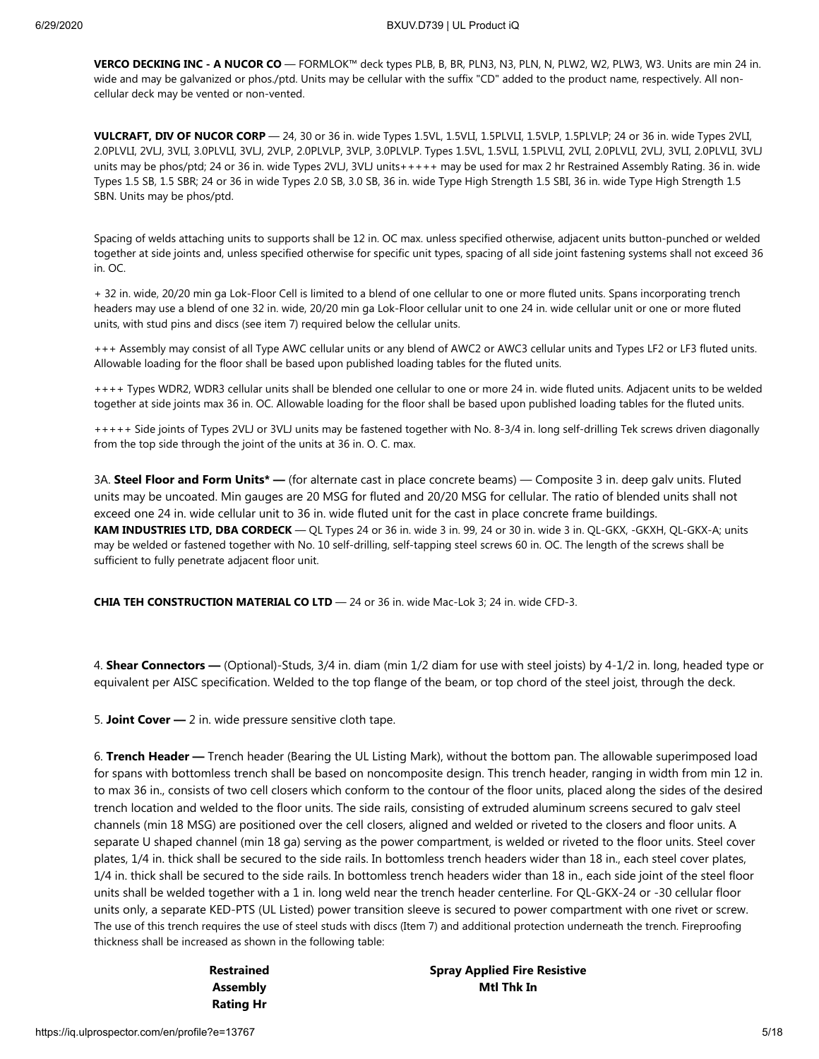**VERCO DECKING INC - A NUCOR CO** — FORMLOK™ deck types PLB, B, BR, PLN3, N3, PLN, N, PLW2, W2, PLW3, W3. Units are min 24 in. wide and may be galvanized or phos./ptd. Units may be cellular with the suffix "CD" added to the product name, respectively. All non-cellular deck may be vented or non-vented.

**VULCRAFT, DIV OF NUCOR CORP** — 24, 30 or 36 in. wide Types 1.5VL, 1.5VLI, 1.5PLVLI, 1.5VLP, 1.5PLVLP; 24 or 36 in. wide Types 2VLI, 2.0PLVLI, 2VLJ, 3VLI, 3.0PLVLI, 3VLJ, 2VLP, 2.0PLVLP, 3VLP, 3.0PLVLP. Types 1.5VL, 1.5VLI, 1.5PLVLI, 2VLI, 2.0PLVLI, 2VLJ, 3VLI, 2.0PLVLI, 3VLJ units may be phos/ptd; 24 or 36 in. wide Types 2VLJ, 3VLJ units+++++ may be used for max 2 hr Restrained Assembly Rating. 36 in. wide Types 1.5 SB, 1.5 SBR; 24 or 36 in wide Types 2.0 SB, 3.0 SB, 36 in. wide Type High Strength 1.5 SBI, 36 in. wide Type High Strength 1.5 SBN. Units may be phos/ptd.

Spacing of welds attaching units to supports shall be 12 in. OC max. unless specified otherwise, adjacent units button-punched or welded together at side joints and, unless specified otherwise for specific unit types, spacing of all side joint fastening systems shall not exceed 36 in. OC.

+ 32 in. wide, 20/20 min ga Lok-Floor Cell is limited to a blend of one cellular to one or more fluted units. Spans incorporating trench headers may use a blend of one 32 in. wide, 20/20 min ga Lok-Floor cellular unit to one 24 in. wide cellular unit or one or more fluted units, with stud pins and discs (see item 7) required below the cellular units.

+++ Assembly may consist of all Type AWC cellular units or any blend of AWC2 or AWC3 cellular units and Types LF2 or LF3 fluted units. Allowable loading for the floor shall be based upon published loading tables for the fluted units.

++++ Types WDR2, WDR3 cellular units shall be blended one cellular to one or more 24 in. wide fluted units. Adjacent units to be welded together at side joints max 36 in. OC. Allowable loading for the floor shall be based upon published loading tables for the fluted units.

+++++ Side joints of Types 2VLJ or 3VLJ units may be fastened together with No. 8-3/4 in. long self-drilling Tek screws driven diagonally from the top side through the joint of the units at 36 in. O. C. max.

3A. **Steel Floor and Form Units* —** (for alternate cast in place concrete beams) — Composite 3 in. deep galv units. Fluted units may be uncoated. Min gauges are 20 MSG for fluted and 20/20 MSG for cellular. The ratio of blended units shall not exceed one 24 in. wide cellular unit to 36 in. wide fluted unit for the cast in place concrete frame buildings.
**KAM INDUSTRIES LTD, DBA CORDECK** — QL Types 24 or 36 in. wide 3 in. 99, 24 or 30 in. wide 3 in. QL-GKX, -GKXH, QL-GKX-A; units may be welded or fastened together with No. 10 self-drilling, self-tapping steel screws 60 in. OC. The length of the screws shall be sufficient to fully penetrate adjacent floor unit.

**CHIA TEH CONSTRUCTION MATERIAL CO LTD** — 24 or 36 in. wide Mac-Lok 3; 24 in. wide CFD-3.

4. **Shear Connectors —** (Optional)-Studs, 3/4 in. diam (min 1/2 diam for use with steel joists) by 4-1/2 in. long, headed type or equivalent per AISC specification. Welded to the top flange of the beam, or top chord of the steel joist, through the deck.

5. **Joint Cover —** 2 in. wide pressure sensitive cloth tape.

6. **Trench Header —** Trench header (Bearing the UL Listing Mark), without the bottom pan. The allowable superimposed load for spans with bottomless trench shall be based on noncomposite design. This trench header, ranging in width from min 12 in. to max 36 in., consists of two cell closers which conform to the contour of the floor units, placed along the sides of the desired trench location and welded to the floor units. The side rails, consisting of extruded aluminum screens secured to galv steel channels (min 18 MSG) are positioned over the cell closers, aligned and welded or riveted to the closers and floor units. A separate U shaped channel (min 18 ga) serving as the power compartment, is welded or riveted to the floor units. Steel cover plates, 1/4 in. thick shall be secured to the side rails. In bottomless trench headers wider than 18 in., each steel cover plates, 1/4 in. thick shall be secured to the side rails. In bottomless trench headers wider than 18 in., each side joint of the steel floor units shall be welded together with a 1 in. long weld near the trench header centerline. For QL-GKX-24 or -30 cellular floor units only, a separate KED-PTS (UL Listed) power transition sleeve is secured to power compartment with one rivet or screw. The use of this trench requires the use of steel studs with discs (Item 7) and additional protection underneath the trench. Fireproofing thickness shall be increased as shown in the following table:

| Restrained Assembly Rating Hr | Spray Applied Fire Resistive Mtl Thk In |
|---|---|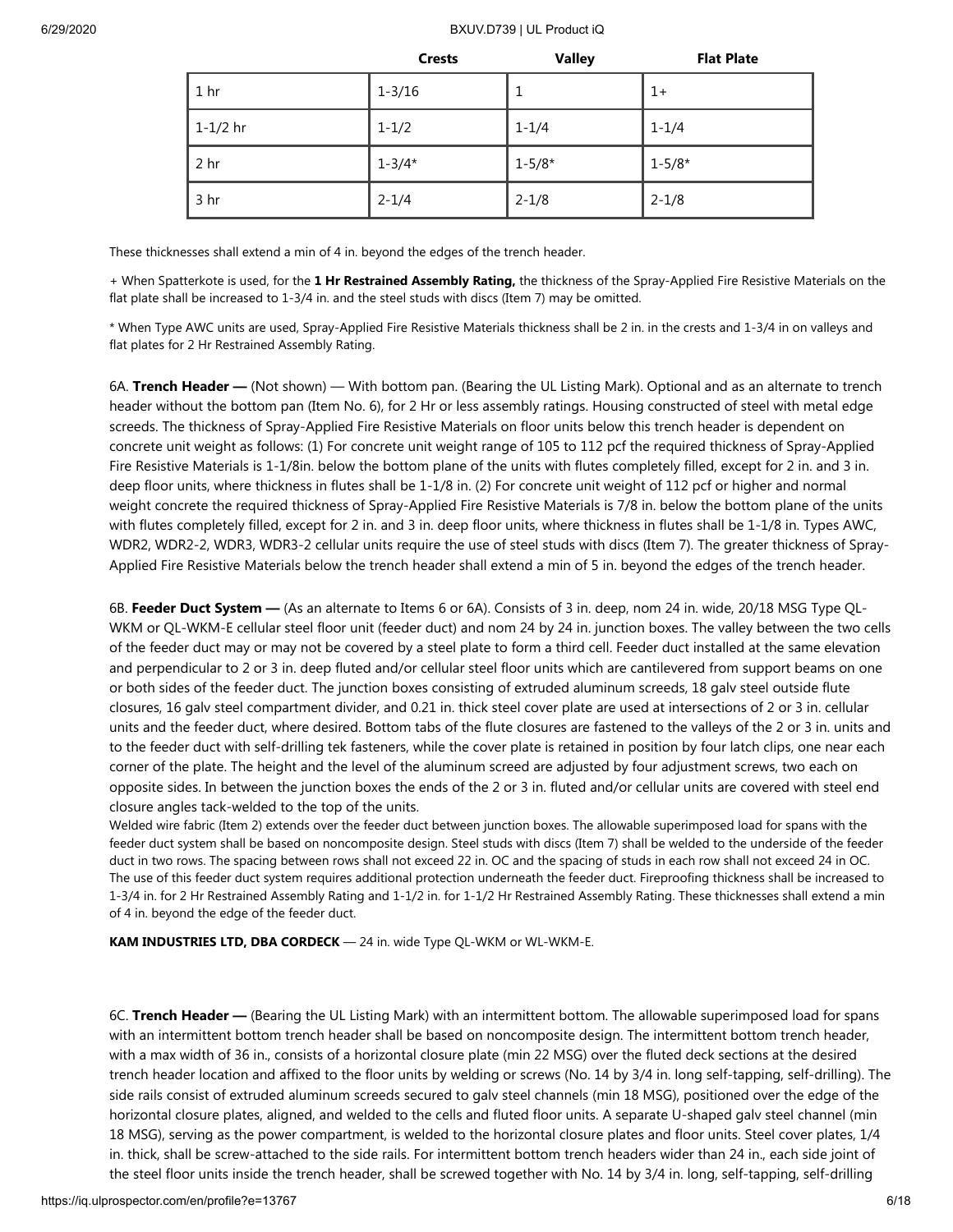| | Crests | Valley | Flat Plate |
|---|---|---|---|
| 1 hr | 1-3/16 | 1 | 1+ |
| 1-1/2 hr | 1-1/2 | 1-1/4 | 1-1/4 |
| 2 hr | 1-3/4* | 1-5/8* | 1-5/8* |
| 3 hr | 2-1/4 | 2-1/8 | 2-1/8 |

These thicknesses shall extend a min of 4 in. beyond the edges of the trench header.

+ When Spatterkote is used, for the **1 Hr Restrained Assembly Rating,** the thickness of the Spray-Applied Fire Resistive Materials on the flat plate shall be increased to 1-3/4 in. and the steel studs with discs (Item 7) may be omitted.

* When Type AWC units are used, Spray-Applied Fire Resistive Materials thickness shall be 2 in. in the crests and 1-3/4 in on valleys and flat plates for 2 Hr Restrained Assembly Rating.

6A. **Trench Header —** (Not shown) — With bottom pan. (Bearing the UL Listing Mark). Optional and as an alternate to trench header without the bottom pan (Item No. 6), for 2 Hr or less assembly ratings. Housing constructed of steel with metal edge screeds. The thickness of Spray-Applied Fire Resistive Materials on floor units below this trench header is dependent on concrete unit weight as follows: (1) For concrete unit weight range of 105 to 112 pcf the required thickness of Spray-Applied Fire Resistive Materials is 1-1/8in. below the bottom plane of the units with flutes completely filled, except for 2 in. and 3 in. deep floor units, where thickness in flutes shall be 1-1/8 in. (2) For concrete unit weight of 112 pcf or higher and normal weight concrete the required thickness of Spray-Applied Fire Resistive Materials is 7/8 in. below the bottom plane of the units with flutes completely filled, except for 2 in. and 3 in. deep floor units, where thickness in flutes shall be 1-1/8 in. Types AWC, WDR2, WDR2-2, WDR3, WDR3-2 cellular units require the use of steel studs with discs (Item 7). The greater thickness of Spray-Applied Fire Resistive Materials below the trench header shall extend a min of 5 in. beyond the edges of the trench header.

6B. **Feeder Duct System —** (As an alternate to Items 6 or 6A). Consists of 3 in. deep, nom 24 in. wide, 20/18 MSG Type QL-WKM or QL-WKM-E cellular steel floor unit (feeder duct) and nom 24 by 24 in. junction boxes. The valley between the two cells of the feeder duct may or may not be covered by a steel plate to form a third cell. Feeder duct installed at the same elevation and perpendicular to 2 or 3 in. deep fluted and/or cellular steel floor units which are cantilevered from support beams on one or both sides of the feeder duct. The junction boxes consisting of extruded aluminum screeds, 18 galv steel outside flute closures, 16 galv steel compartment divider, and 0.21 in. thick steel cover plate are used at intersections of 2 or 3 in. cellular units and the feeder duct, where desired. Bottom tabs of the flute closures are fastened to the valleys of the 2 or 3 in. units and to the feeder duct with self-drilling tek fasteners, while the cover plate is retained in position by four latch clips, one near each corner of the plate. The height and the level of the aluminum screed are adjusted by four adjustment screws, two each on opposite sides. In between the junction boxes the ends of the 2 or 3 in. fluted and/or cellular units are covered with steel end closure angles tack-welded to the top of the units.
Welded wire fabric (Item 2) extends over the feeder duct between junction boxes. The allowable superimposed load for spans with the feeder duct system shall be based on noncomposite design. Steel studs with discs (Item 7) shall be welded to the underside of the feeder duct in two rows. The spacing between rows shall not exceed 22 in. OC and the spacing of studs in each row shall not exceed 24 in OC. The use of this feeder duct system requires additional protection underneath the feeder duct. Fireproofing thickness shall be increased to 1-3/4 in. for 2 Hr Restrained Assembly Rating and 1-1/2 in. for 1-1/2 Hr Restrained Assembly Rating. These thicknesses shall extend a min of 4 in. beyond the edge of the feeder duct.

**KAM INDUSTRIES LTD, DBA CORDECK** — 24 in. wide Type QL-WKM or WL-WKM-E.

6C. **Trench Header —** (Bearing the UL Listing Mark) with an intermittent bottom. The allowable superimposed load for spans with an intermittent bottom trench header shall be based on noncomposite design. The intermittent bottom trench header, with a max width of 36 in., consists of a horizontal closure plate (min 22 MSG) over the fluted deck sections at the desired trench header location and affixed to the floor units by welding or screws (No. 14 by 3/4 in. long self-tapping, self-drilling). The side rails consist of extruded aluminum screeds secured to galv steel channels (min 18 MSG), positioned over the edge of the horizontal closure plates, aligned, and welded to the cells and fluted floor units. A separate U-shaped galv steel channel (min 18 MSG), serving as the power compartment, is welded to the horizontal closure plates and floor units. Steel cover plates, 1/4 in. thick, shall be screw-attached to the side rails. For intermittent bottom trench headers wider than 24 in., each side joint of the steel floor units inside the trench header, shall be screwed together with No. 14 by 3/4 in. long, self-tapping, self-drilling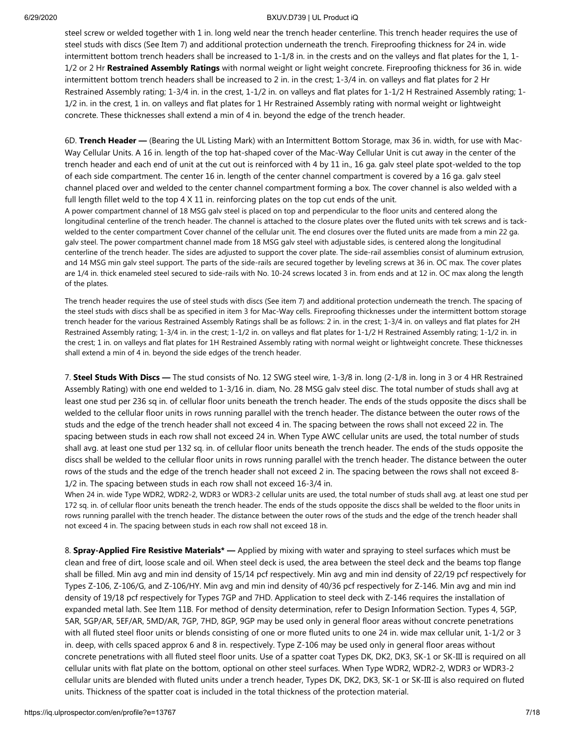steel screw or welded together with 1 in. long weld near the trench header centerline. This trench header requires the use of steel studs with discs (See Item 7) and additional protection underneath the trench. Fireproofing thickness for 24 in. wide intermittent bottom trench headers shall be increased to 1-1/8 in. in the crests and on the valleys and flat plates for the 1, 1-1/2 or 2 Hr **Restrained Assembly Ratings** with normal weight or light weight concrete. Fireproofing thickness for 36 in. wide intermittent bottom trench headers shall be increased to 2 in. in the crest; 1-3/4 in. on valleys and flat plates for 2 Hr Restrained Assembly rating; 1-3/4 in. in the crest, 1-1/2 in. on valleys and flat plates for 1-1/2 H Restrained Assembly rating; 1-1/2 in. in the crest, 1 in. on valleys and flat plates for 1 Hr Restrained Assembly rating with normal weight or lightweight concrete. These thicknesses shall extend a min of 4 in. beyond the edge of the trench header.

6D. **Trench Header —** (Bearing the UL Listing Mark) with an Intermittent Bottom Storage, max 36 in. width, for use with Mac-Way Cellular Units. A 16 in. length of the top hat-shaped cover of the Mac-Way Cellular Unit is cut away in the center of the trench header and each end of unit at the cut out is reinforced with 4 by 11 in., 16 ga. galv steel plate spot-welded to the top of each side compartment. The center 16 in. length of the center channel compartment is covered by a 16 ga. galv steel channel placed over and welded to the center channel compartment forming a box. The cover channel is also welded with a full length fillet weld to the top 4 X 11 in. reinforcing plates on the top cut ends of the unit.
A power compartment channel of 18 MSG galv steel is placed on top and perpendicular to the floor units and centered along the longitudinal centerline of the trench header. The channel is attached to the closure plates over the fluted units with tek screws and is tack-welded to the center compartment Cover channel of the cellular unit. The end closures over the fluted units are made from a min 22 ga. galv steel. The power compartment channel made from 18 MSG galv steel with adjustable sides, is centered along the longitudinal centerline of the trench header. The sides are adjusted to support the cover plate. The side-rail assemblies consist of aluminum extrusion, and 14 MSG min galv steel support. The parts of the side-rails are secured together by leveling screws at 36 in. OC max. The cover plates are 1/4 in. thick enameled steel secured to side-rails with No. 10-24 screws located 3 in. from ends and at 12 in. OC max along the length of the plates.

The trench header requires the use of steel studs with discs (See item 7) and additional protection underneath the trench. The spacing of the steel studs with discs shall be as specified in item 3 for Mac-Way cells. Fireproofing thicknesses under the intermittent bottom storage trench header for the various Restrained Assembly Ratings shall be as follows: 2 in. in the crest; 1-3/4 in. on valleys and flat plates for 2H Restrained Assembly rating; 1-3/4 in. in the crest; 1-1/2 in. on valleys and flat plates for 1-1/2 H Restrained Assembly rating; 1-1/2 in. in the crest; 1 in. on valleys and flat plates for 1H Restrained Assembly rating with normal weight or lightweight concrete. These thicknesses shall extend a min of 4 in. beyond the side edges of the trench header.

7. **Steel Studs With Discs —** The stud consists of No. 12 SWG steel wire, 1-3/8 in. long (2-1/8 in. long in 3 or 4 HR Restrained Assembly Rating) with one end welded to 1-3/16 in. diam, No. 28 MSG galv steel disc. The total number of studs shall avg at least one stud per 236 sq in. of cellular floor units beneath the trench header. The ends of the studs opposite the discs shall be welded to the cellular floor units in rows running parallel with the trench header. The distance between the outer rows of the studs and the edge of the trench header shall not exceed 4 in. The spacing between the rows shall not exceed 22 in. The spacing between studs in each row shall not exceed 24 in. When Type AWC cellular units are used, the total number of studs shall avg. at least one stud per 132 sq. in. of cellular floor units beneath the trench header. The ends of the studs opposite the discs shall be welded to the cellular floor units in rows running parallel with the trench header. The distance between the outer rows of the studs and the edge of the trench header shall not exceed 2 in. The spacing between the rows shall not exceed 8-1/2 in. The spacing between studs in each row shall not exceed 16-3/4 in.
When 24 in. wide Type WDR2, WDR2-2, WDR3 or WDR3-2 cellular units are used, the total number of studs shall avg. at least one stud per 172 sq. in. of cellular floor units beneath the trench header. The ends of the studs opposite the discs shall be welded to the floor units in rows running parallel with the trench header. The distance between the outer rows of the studs and the edge of the trench header shall not exceed 4 in. The spacing between studs in each row shall not exceed 18 in.

8. **Spray-Applied Fire Resistive Materials* —** Applied by mixing with water and spraying to steel surfaces which must be clean and free of dirt, loose scale and oil. When steel deck is used, the area between the steel deck and the beams top flange shall be filled. Min avg and min ind density of 15/14 pcf respectively. Min avg and min ind density of 22/19 pcf respectively for Types Z-106, Z-106/G, and Z-106/HY. Min avg and min ind density of 40/36 pcf respectively for Z-146. Min avg and min ind density of 19/18 pcf respectively for Types 7GP and 7HD. Application to steel deck with Z-146 requires the installation of expanded metal lath. See Item 11B. For method of density determination, refer to Design Information Section. Types 4, 5GP, 5AR, 5GP/AR, 5EF/AR, 5MD/AR, 7GP, 7HD, 8GP, 9GP may be used only in general floor areas without concrete penetrations with all fluted steel floor units or blends consisting of one or more fluted units to one 24 in. wide max cellular unit, 1-1/2 or 3 in. deep, with cells spaced approx 6 and 8 in. respectively. Type Z-106 may be used only in general floor areas without concrete penetrations with all fluted steel floor units. Use of a spatter coat Types DK, DK2, DK3, SK-1 or SK-III is required on all cellular units with flat plate on the bottom, optional on other steel surfaces. When Type WDR2, WDR2-2, WDR3 or WDR3-2 cellular units are blended with fluted units under a trench header, Types DK, DK2, DK3, SK-1 or SK-III is also required on fluted units. Thickness of the spatter coat is included in the total thickness of the protection material.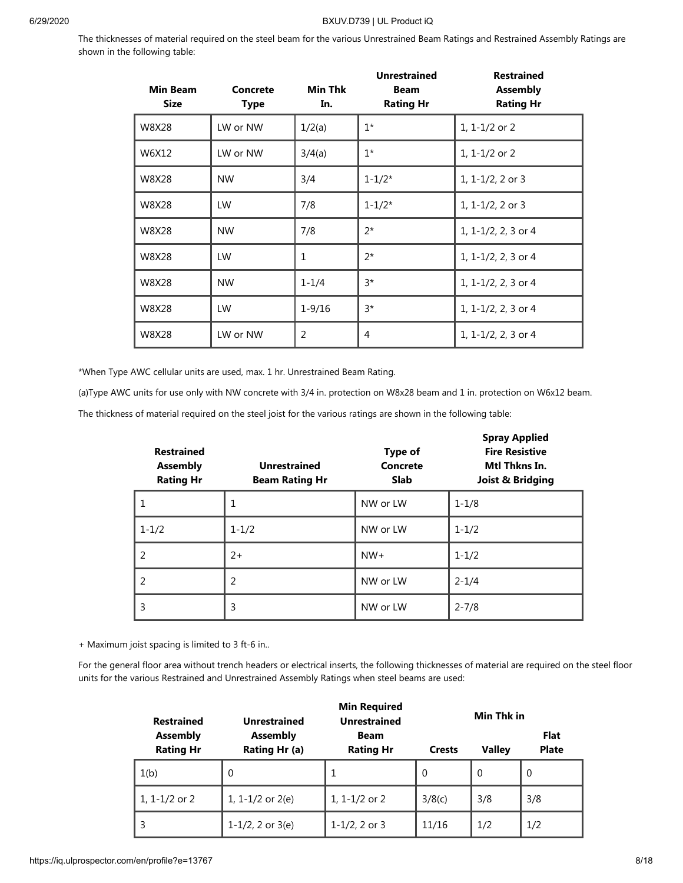The thicknesses of material required on the steel beam for the various Unrestrained Beam Ratings and Restrained Assembly Ratings are shown in the following table:

| Min Beam Size | Concrete Type | Min Thk In. | Unrestrained Beam Rating Hr | Restrained Assembly Rating Hr |
|---|---|---|---|---|
| W8X28 | LW or NW | 1/2(a) | 1* | 1, 1-1/2 or 2 |
| W6X12 | LW or NW | 3/4(a) | 1* | 1, 1-1/2 or 2 |
| W8X28 | NW | 3/4 | 1-1/2* | 1, 1-1/2, 2 or 3 |
| W8X28 | LW | 7/8 | 1-1/2* | 1, 1-1/2, 2 or 3 |
| W8X28 | NW | 7/8 | 2* | 1, 1-1/2, 2, 3 or 4 |
| W8X28 | LW | 1 | 2* | 1, 1-1/2, 2, 3 or 4 |
| W8X28 | NW | 1-1/4 | 3* | 1, 1-1/2, 2, 3 or 4 |
| W8X28 | LW | 1-9/16 | 3* | 1, 1-1/2, 2, 3 or 4 |
| W8X28 | LW or NW | 2 | 4 | 1, 1-1/2, 2, 3 or 4 |

*When Type AWC cellular units are used, max. 1 hr. Unrestrained Beam Rating.

(a)Type AWC units for use only with NW concrete with 3/4 in. protection on W8x28 beam and 1 in. protection on W6x12 beam.

The thickness of material required on the steel joist for the various ratings are shown in the following table:

| Restrained Assembly Rating Hr | Unrestrained Beam Rating Hr | Type of Concrete Slab | Spray Applied Fire Resistive Mtl Thkns In. Joist & Bridging |
|---|---|---|---|
| 1 | 1 | NW or LW | 1-1/8 |
| 1-1/2 | 1-1/2 | NW or LW | 1-1/2 |
| 2 | 2+ | NW+ | 1-1/2 |
| 2 | 2 | NW or LW | 2-1/4 |
| 3 | 3 | NW or LW | 2-7/8 |

+ Maximum joist spacing is limited to 3 ft-6 in..

For the general floor area without trench headers or electrical inserts, the following thicknesses of material are required on the steel floor units for the various Restrained and Unrestrained Assembly Ratings when steel beams are used:

| Restrained Assembly Rating Hr | Unrestrained Assembly Rating Hr (a) | Min Required Unrestrained Beam Rating Hr | Min Thk in | | |
|---|---|---|---|---|---|
| | | | Crests | Valley | Flat Plate |
| 1(b) | 0 | 1 | 0 | 0 | 0 |
| 1, 1-1/2 or 2 | 1, 1-1/2 or 2(e) | 1, 1-1/2 or 2 | 3/8(c) | 3/8 | 3/8 |
| 3 | 1-1/2, 2 or 3(e) | 1-1/2, 2 or 3 | 11/16 | 1/2 | 1/2 |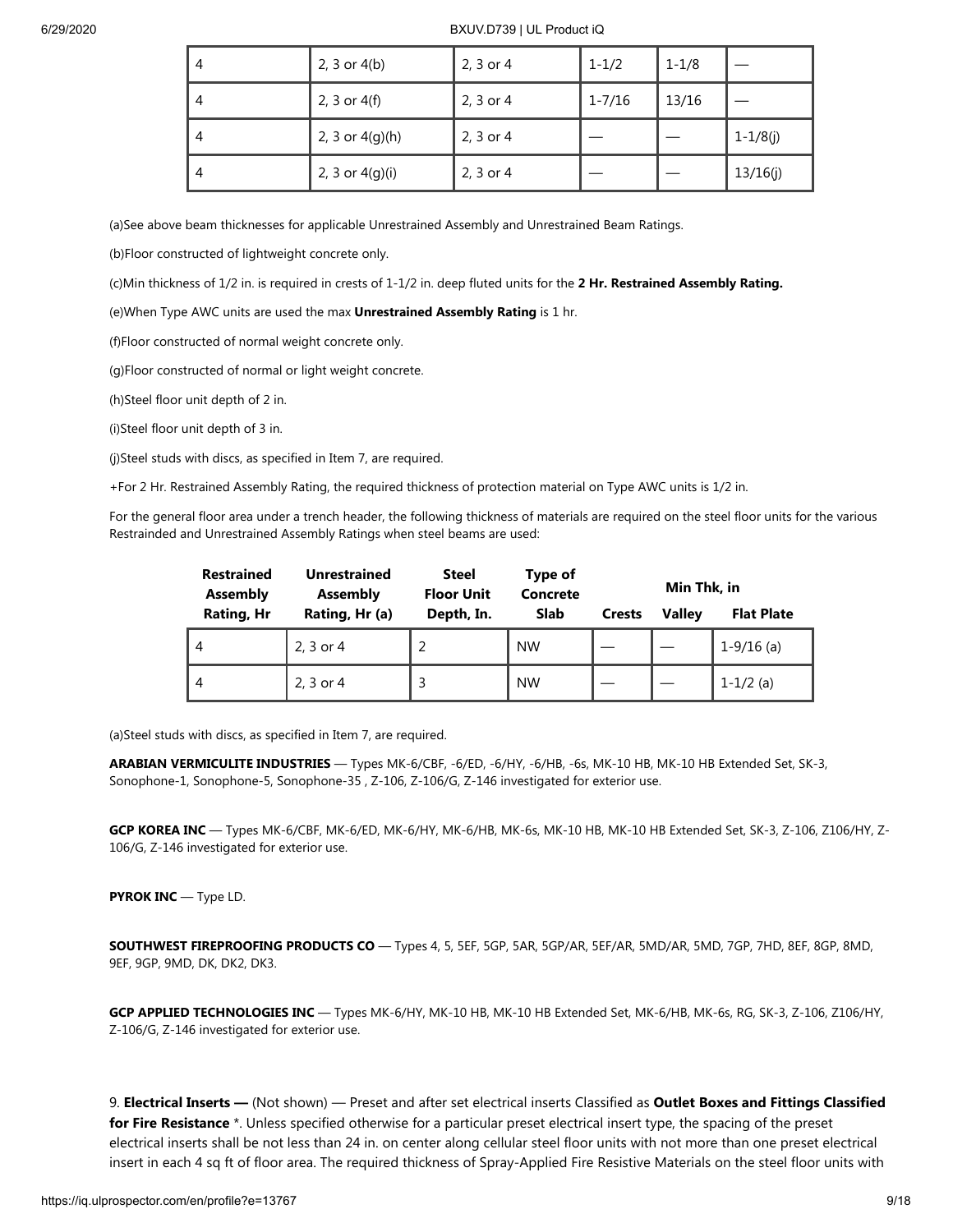| | | | | | |
|---|---|---|---|---|---|
| 4 | 2, 3 or 4(b) | 2, 3 or 4 | 1-1/2 | 1-1/8 | — |
| 4 | 2, 3 or 4(f) | 2, 3 or 4 | 1-7/16 | 13/16 | — |
| 4 | 2, 3 or 4(g)(h) | 2, 3 or 4 | — | — | 1-1/8(j) |
| 4 | 2, 3 or 4(g)(i) | 2, 3 or 4 | — | — | 13/16(j) |

(a)See above beam thicknesses for applicable Unrestrained Assembly and Unrestrained Beam Ratings.

(b)Floor constructed of lightweight concrete only.

(c)Min thickness of 1/2 in. is required in crests of 1-1/2 in. deep fluted units for the **2 Hr. Restrained Assembly Rating.**

(e)When Type AWC units are used the max **Unrestrained Assembly Rating** is 1 hr.

(f)Floor constructed of normal weight concrete only.

(g)Floor constructed of normal or light weight concrete.

(h)Steel floor unit depth of 2 in.

(i)Steel floor unit depth of 3 in.

(j)Steel studs with discs, as specified in Item 7, are required.

+For 2 Hr. Restrained Assembly Rating, the required thickness of protection material on Type AWC units is 1/2 in.

For the general floor area under a trench header, the following thickness of materials are required on the steel floor units for the various Restrainded and Unrestrained Assembly Ratings when steel beams are used:

| Restrained Assembly Rating, Hr | Unrestrained Assembly Rating, Hr (a) | Steel Floor Unit Depth, In. | Type of Concrete Slab | Min Thk, in | | |
|---|---|---|---|---|---|---|
| | | | | Crests | Valley | Flat Plate |
| 4 | 2, 3 or 4 | 2 | NW | — | — | 1-9/16 (a) |
| 4 | 2, 3 or 4 | 3 | NW | — | — | 1-1/2 (a) |

(a)Steel studs with discs, as specified in Item 7, are required.

**ARABIAN VERMICULITE INDUSTRIES** — Types MK-6/CBF, -6/ED, -6/HY, -6/HB, -6s, MK-10 HB, MK-10 HB Extended Set, SK-3, Sonophone-1, Sonophone-5, Sonophone-35 , Z-106, Z-106/G, Z-146 investigated for exterior use.

**GCP KOREA INC** — Types MK-6/CBF, MK-6/ED, MK-6/HY, MK-6/HB, MK-6s, MK-10 HB, MK-10 HB Extended Set, SK-3, Z-106, Z106/HY, Z-106/G, Z-146 investigated for exterior use.

**PYROK INC** — Type LD.

**SOUTHWEST FIREPROOFING PRODUCTS CO** — Types 4, 5, 5EF, 5GP, 5AR, 5GP/AR, 5EF/AR, 5MD/AR, 5MD, 7GP, 7HD, 8EF, 8GP, 8MD, 9EF, 9GP, 9MD, DK, DK2, DK3.

**GCP APPLIED TECHNOLOGIES INC** — Types MK-6/HY, MK-10 HB, MK-10 HB Extended Set, MK-6/HB, MK-6s, RG, SK-3, Z-106, Z106/HY, Z-106/G, Z-146 investigated for exterior use.

9. **Electrical Inserts —** (Not shown) — Preset and after set electrical inserts Classified as **Outlet Boxes and Fittings Classified for Fire Resistance** *. Unless specified otherwise for a particular preset electrical insert type, the spacing of the preset electrical inserts shall be not less than 24 in. on center along cellular steel floor units with not more than one preset electrical insert in each 4 sq ft of floor area. The required thickness of Spray-Applied Fire Resistive Materials on the steel floor units with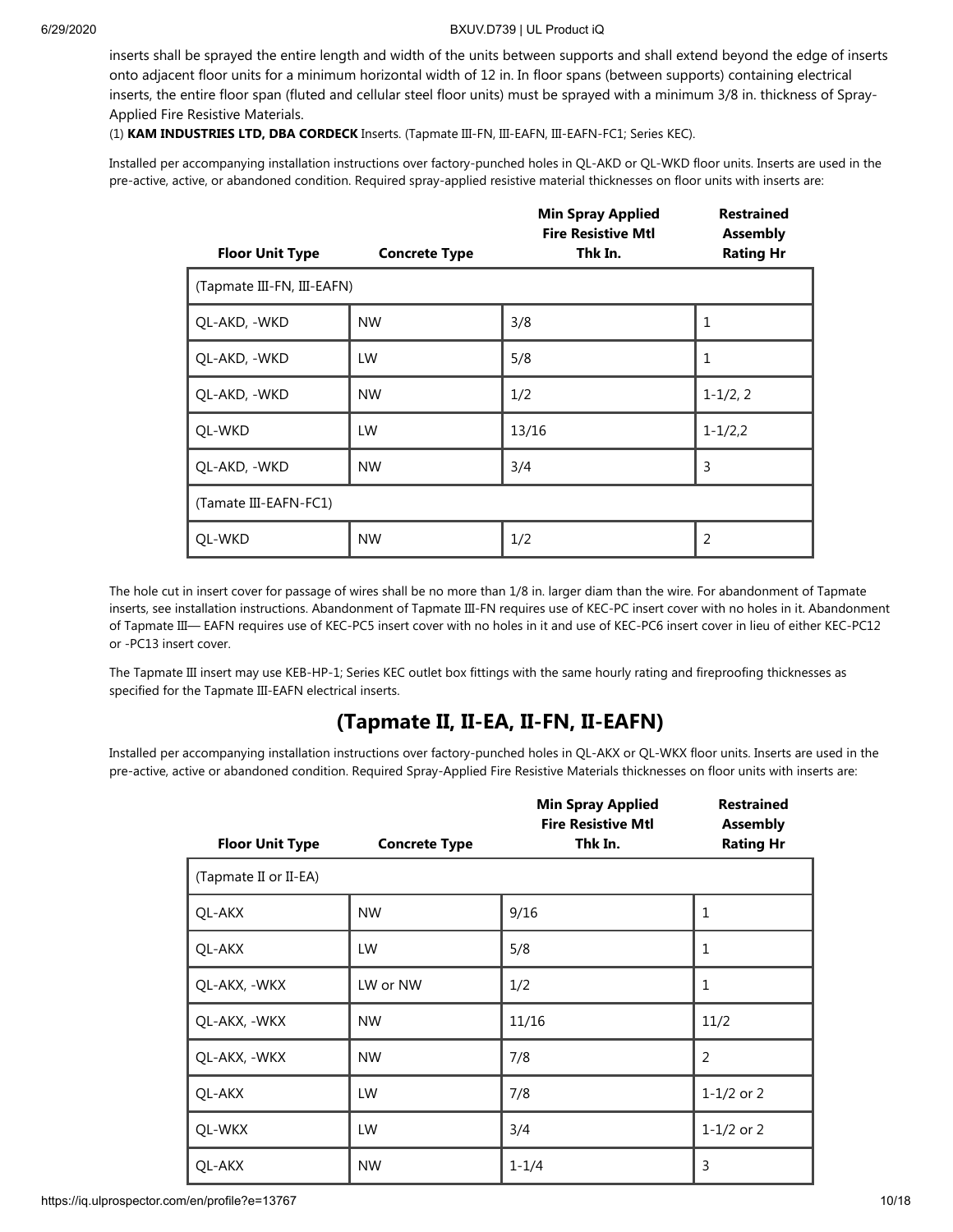inserts shall be sprayed the entire length and width of the units between supports and shall extend beyond the edge of inserts onto adjacent floor units for a minimum horizontal width of 12 in. In floor spans (between supports) containing electrical inserts, the entire floor span (fluted and cellular steel floor units) must be sprayed with a minimum 3/8 in. thickness of Spray-Applied Fire Resistive Materials.

(1) **KAM INDUSTRIES LTD, DBA CORDECK** Inserts. (Tapmate III-FN, III-EAFN, III-EAFN-FC1; Series KEC).

Installed per accompanying installation instructions over factory-punched holes in QL-AKD or QL-WKD floor units. Inserts are used in the pre-active, active, or abandoned condition. Required spray-applied resistive material thicknesses on floor units with inserts are:

| Floor Unit Type | Concrete Type | Min Spray Applied Fire Resistive Mtl Thk In. | Restrained Assembly Rating Hr |
|---|---|---|---|
| (Tapmate III-FN, III-EAFN) | | | |
| QL-AKD, -WKD | NW | 3/8 | 1 |
| QL-AKD, -WKD | LW | 5/8 | 1 |
| QL-AKD, -WKD | NW | 1/2 | 1-1/2, 2 |
| QL-WKD | LW | 13/16 | 1-1/2,2 |
| QL-AKD, -WKD | NW | 3/4 | 3 |
| (Tamate III-EAFN-FC1) | | | |
| QL-WKD | NW | 1/2 | 2 |

The hole cut in insert cover for passage of wires shall be no more than 1/8 in. larger diam than the wire. For abandonment of Tapmate inserts, see installation instructions. Abandonment of Tapmate III-FN requires use of KEC-PC insert cover with no holes in it. Abandonment of Tapmate III— EAFN requires use of KEC-PC5 insert cover with no holes in it and use of KEC-PC6 insert cover in lieu of either KEC-PC12 or -PC13 insert cover.

The Tapmate III insert may use KEB-HP-1; Series KEC outlet box fittings with the same hourly rating and fireproofing thicknesses as specified for the Tapmate III-EAFN electrical inserts.

## (Tapmate II, II-EA, II-FN, II-EAFN)

Installed per accompanying installation instructions over factory-punched holes in QL-AKX or QL-WKX floor units. Inserts are used in the pre-active, active or abandoned condition. Required Spray-Applied Fire Resistive Materials thicknesses on floor units with inserts are:

| Floor Unit Type | Concrete Type | Min Spray Applied Fire Resistive Mtl Thk In. | Restrained Assembly Rating Hr |
|---|---|---|---|
| (Tapmate II or II-EA) | | | |
| QL-AKX | NW | 9/16 | 1 |
| QL-AKX | LW | 5/8 | 1 |
| QL-AKX, -WKX | LW or NW | 1/2 | 1 |
| QL-AKX, -WKX | NW | 11/16 | 11/2 |
| QL-AKX, -WKX | NW | 7/8 | 2 |
| QL-AKX | LW | 7/8 | 1-1/2 or 2 |
| QL-WKX | LW | 3/4 | 1-1/2 or 2 |
| QL-AKX | NW | 1-1/4 | 3 |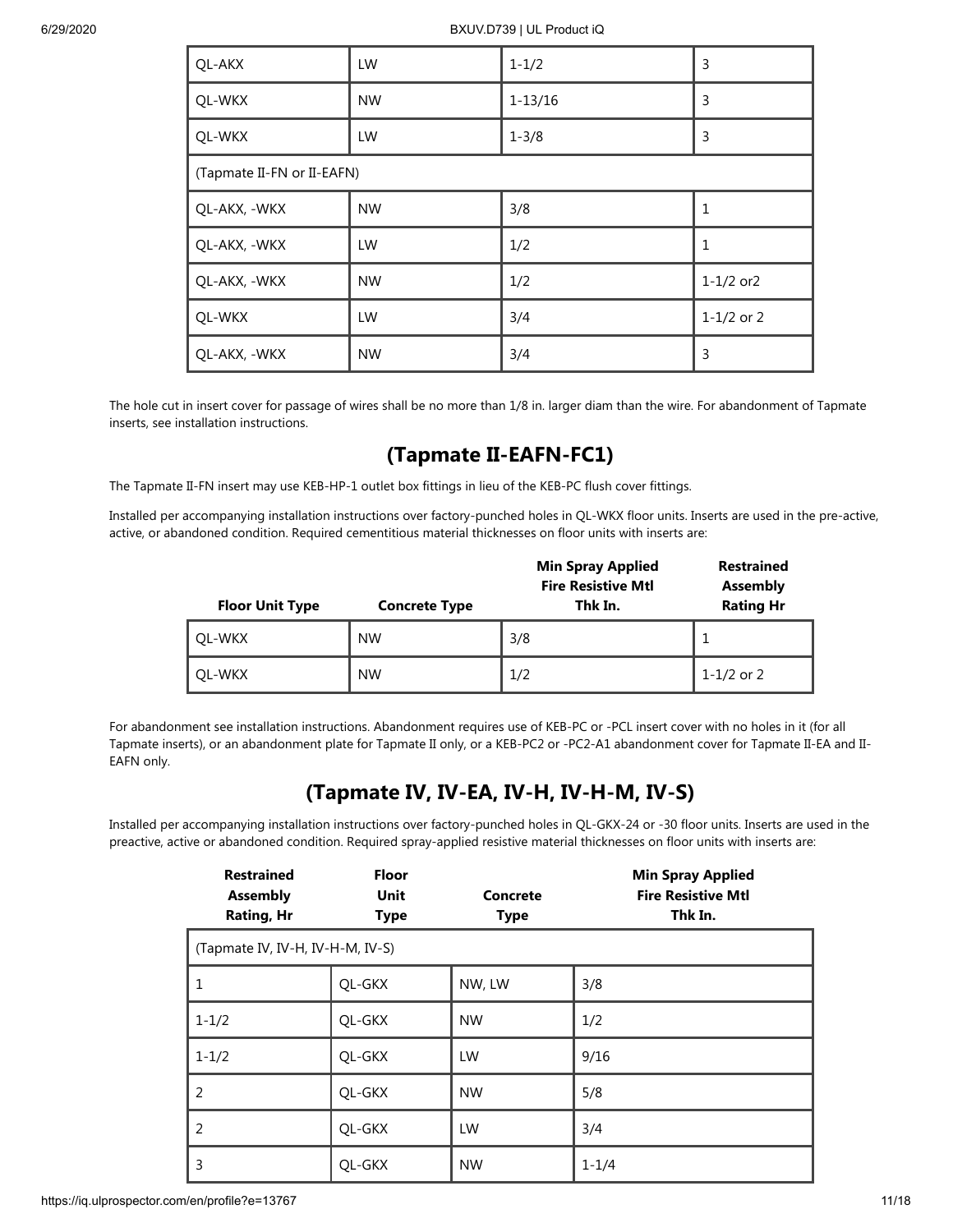| | | | |
|---|---|---|---|
| QL-AKX | LW | 1-1/2 | 3 |
| QL-WKX | NW | 1-13/16 | 3 |
| QL-WKX | LW | 1-3/8 | 3 |
| (Tapmate II-FN or II-EAFN) | | | |
| QL-AKX, -WKX | NW | 3/8 | 1 |
| QL-AKX, -WKX | LW | 1/2 | 1 |
| QL-AKX, -WKX | NW | 1/2 | 1-1/2 or2 |
| QL-WKX | LW | 3/4 | 1-1/2 or 2 |
| QL-AKX, -WKX | NW | 3/4 | 3 |

The hole cut in insert cover for passage of wires shall be no more than 1/8 in. larger diam than the wire. For abandonment of Tapmate inserts, see installation instructions.

## (Tapmate II-EAFN-FC1)

The Tapmate II-FN insert may use KEB-HP-1 outlet box fittings in lieu of the KEB-PC flush cover fittings.

Installed per accompanying installation instructions over factory-punched holes in QL-WKX floor units. Inserts are used in the pre-active, active, or abandoned condition. Required cementitious material thicknesses on floor units with inserts are:

| Floor Unit Type | Concrete Type | Min Spray Applied Fire Resistive Mtl Thk In. | Restrained Assembly Rating Hr |
|---|---|---|---|
| QL-WKX | NW | 3/8 | 1 |
| QL-WKX | NW | 1/2 | 1-1/2 or 2 |

For abandonment see installation instructions. Abandonment requires use of KEB-PC or -PCL insert cover with no holes in it (for all Tapmate inserts), or an abandonment plate for Tapmate II only, or a KEB-PC2 or -PC2-A1 abandonment cover for Tapmate II-EA and II-EAFN only.

## (Tapmate IV, IV-EA, IV-H, IV-H-M, IV-S)

Installed per accompanying installation instructions over factory-punched holes in QL-GKX-24 or -30 floor units. Inserts are used in the preactive, active or abandoned condition. Required spray-applied resistive material thicknesses on floor units with inserts are:

| Restrained Assembly Rating, Hr | Floor Unit Type | Concrete Type | Min Spray Applied Fire Resistive Mtl Thk In. |
|---|---|---|---|
| (Tapmate IV, IV-H, IV-H-M, IV-S) | | | |
| 1 | QL-GKX | NW, LW | 3/8 |
| 1-1/2 | QL-GKX | NW | 1/2 |
| 1-1/2 | QL-GKX | LW | 9/16 |
| 2 | QL-GKX | NW | 5/8 |
| 2 | QL-GKX | LW | 3/4 |
| 3 | QL-GKX | NW | 1-1/4 |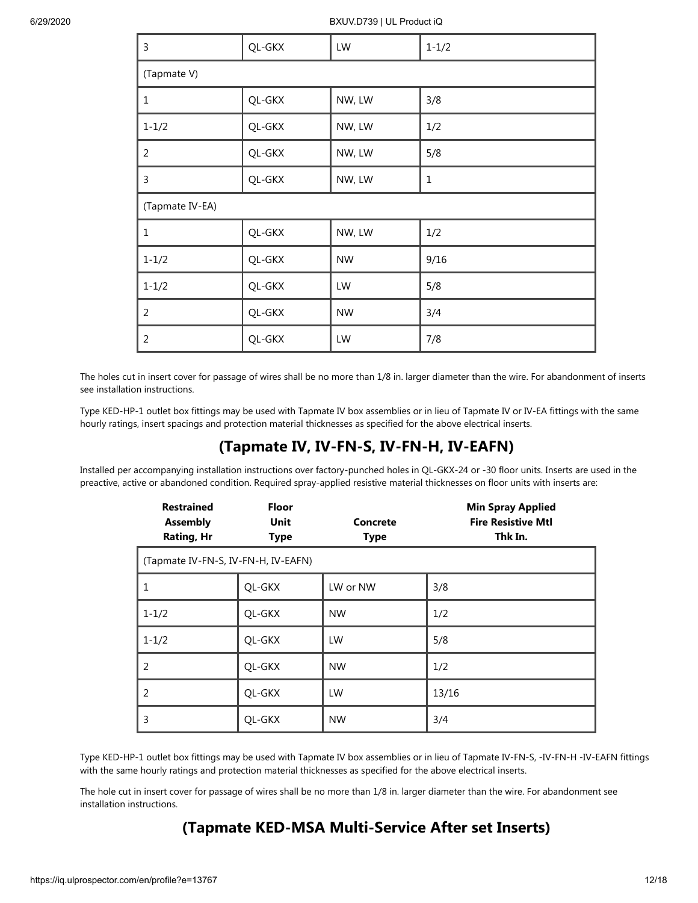| | | | |
|---|---|---|---|
| 3 | QL-GKX | LW | 1-1/2 |
| (Tapmate V) | | | |
| 1 | QL-GKX | NW, LW | 3/8 |
| 1-1/2 | QL-GKX | NW, LW | 1/2 |
| 2 | QL-GKX | NW, LW | 5/8 |
| 3 | QL-GKX | NW, LW | 1 |
| (Tapmate IV-EA) | | | |
| 1 | QL-GKX | NW, LW | 1/2 |
| 1-1/2 | QL-GKX | NW | 9/16 |
| 1-1/2 | QL-GKX | LW | 5/8 |
| 2 | QL-GKX | NW | 3/4 |
| 2 | QL-GKX | LW | 7/8 |

The holes cut in insert cover for passage of wires shall be no more than 1/8 in. larger diameter than the wire. For abandonment of inserts see installation instructions.

Type KED-HP-1 outlet box fittings may be used with Tapmate IV box assemblies or in lieu of Tapmate IV or IV-EA fittings with the same hourly ratings, insert spacings and protection material thicknesses as specified for the above electrical inserts.

## (Tapmate IV, IV-FN-S, IV-FN-H, IV-EAFN)

Installed per accompanying installation instructions over factory-punched holes in QL-GKX-24 or -30 floor units. Inserts are used in the preactive, active or abandoned condition. Required spray-applied resistive material thicknesses on floor units with inserts are:

| Restrained Assembly Rating, Hr | Floor Unit Type | Concrete Type | Min Spray Applied Fire Resistive Mtl Thk In. |
|---|---|---|---|
| (Tapmate IV-FN-S, IV-FN-H, IV-EAFN) | | | |
| 1 | QL-GKX | LW or NW | 3/8 |
| 1-1/2 | QL-GKX | NW | 1/2 |
| 1-1/2 | QL-GKX | LW | 5/8 |
| 2 | QL-GKX | NW | 1/2 |
| 2 | QL-GKX | LW | 13/16 |
| 3 | QL-GKX | NW | 3/4 |

Type KED-HP-1 outlet box fittings may be used with Tapmate IV box assemblies or in lieu of Tapmate IV-FN-S, -IV-FN-H -IV-EAFN fittings with the same hourly ratings and protection material thicknesses as specified for the above electrical inserts.

The hole cut in insert cover for passage of wires shall be no more than 1/8 in. larger diameter than the wire. For abandonment see installation instructions.

## (Tapmate KED-MSA Multi-Service After set Inserts)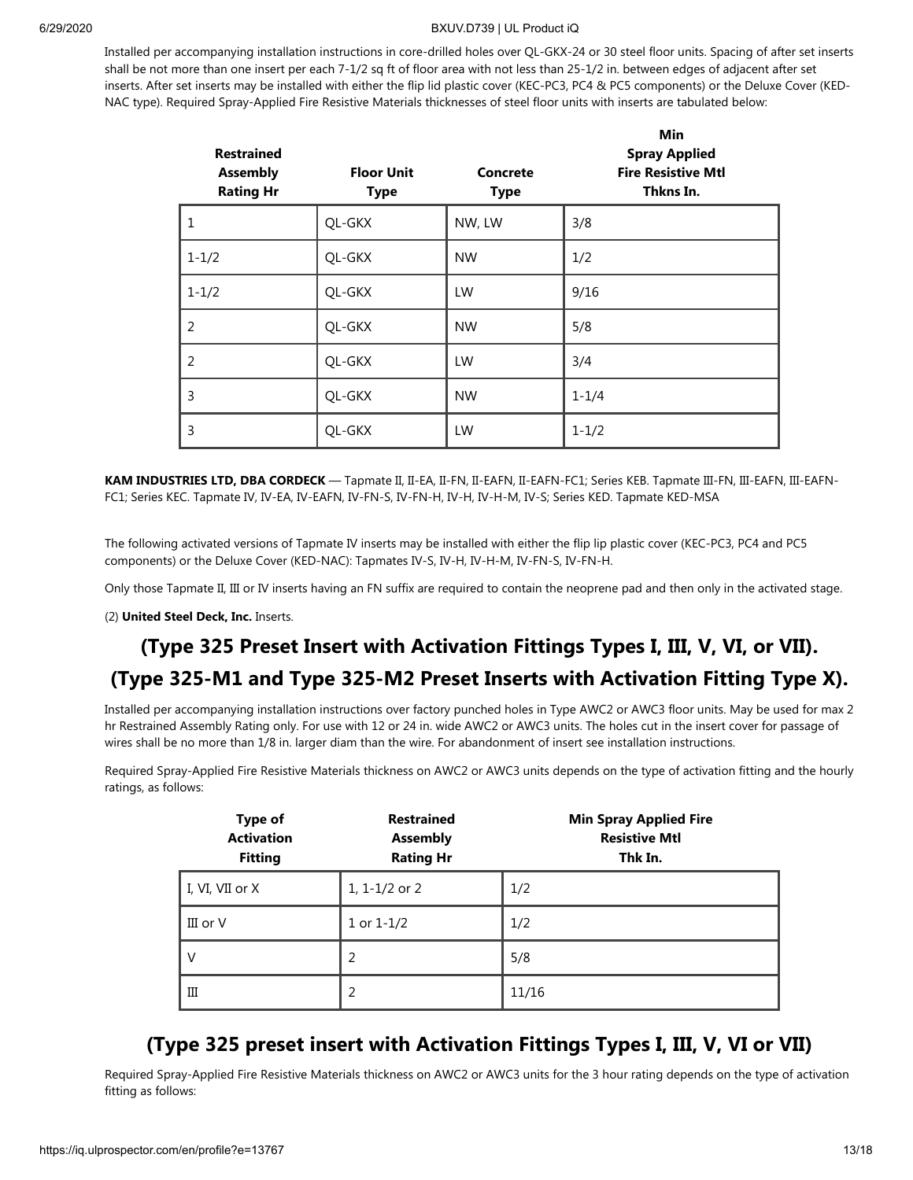Installed per accompanying installation instructions in core-drilled holes over QL-GKX-24 or 30 steel floor units. Spacing of after set inserts shall be not more than one insert per each 7-1/2 sq ft of floor area with not less than 25-1/2 in. between edges of adjacent after set inserts. After set inserts may be installed with either the flip lid plastic cover (KEC-PC3, PC4 & PC5 components) or the Deluxe Cover (KED-NAC type). Required Spray-Applied Fire Resistive Materials thicknesses of steel floor units with inserts are tabulated below:

| Restrained Assembly Rating Hr | Floor Unit Type | Concrete Type | Min Spray Applied Fire Resistive Mtl Thkns In. |
|---|---|---|---|
| 1 | QL-GKX | NW, LW | 3/8 |
| 1-1/2 | QL-GKX | NW | 1/2 |
| 1-1/2 | QL-GKX | LW | 9/16 |
| 2 | QL-GKX | NW | 5/8 |
| 2 | QL-GKX | LW | 3/4 |
| 3 | QL-GKX | NW | 1-1/4 |
| 3 | QL-GKX | LW | 1-1/2 |

**KAM INDUSTRIES LTD, DBA CORDECK** — Tapmate II, II-EA, II-FN, II-EAFN, II-EAFN-FC1; Series KEB. Tapmate III-FN, III-EAFN, III-EAFN-FC1; Series KEC. Tapmate IV, IV-EA, IV-EAFN, IV-FN-S, IV-FN-H, IV-H, IV-H-M, IV-S; Series KED. Tapmate KED-MSA

The following activated versions of Tapmate IV inserts may be installed with either the flip lip plastic cover (KEC-PC3, PC4 and PC5 components) or the Deluxe Cover (KED-NAC): Tapmates IV-S, IV-H, IV-H-M, IV-FN-S, IV-FN-H.

Only those Tapmate II, III or IV inserts having an FN suffix are required to contain the neoprene pad and then only in the activated stage.

(2) **United Steel Deck, Inc.** Inserts.

## (Type 325 Preset Insert with Activation Fittings Types I, III, V, VI, or VII).

## (Type 325-M1 and Type 325-M2 Preset Inserts with Activation Fitting Type X).

Installed per accompanying installation instructions over factory punched holes in Type AWC2 or AWC3 floor units. May be used for max 2 hr Restrained Assembly Rating only. For use with 12 or 24 in. wide AWC2 or AWC3 units. The holes cut in the insert cover for passage of wires shall be no more than 1/8 in. larger diam than the wire. For abandonment of insert see installation instructions.

Required Spray-Applied Fire Materials thickness on AWC2 or AWC3 units depends on the type of activation fitting and the hourly ratings, as follows:

| Type of Activation Fitting | Restrained Assembly Rating Hr | Min Spray Applied Fire Resistive Mtl Thk In. |
|---|---|---|
| I, VI, VII or X | 1, 1-1/2 or 2 | 1/2 |
| III or V | 1 or 1-1/2 | 1/2 |
| V | 2 | 5/8 |
| III | 2 | 11/16 |

## (Type 325 preset insert with Activation Fittings Types I, III, V, VI or VII)

Required Spray-Applied Fire Resistive Materials thickness on AWC2 or AWC3 units for the 3 hour rating depends on the type of activation fitting as follows: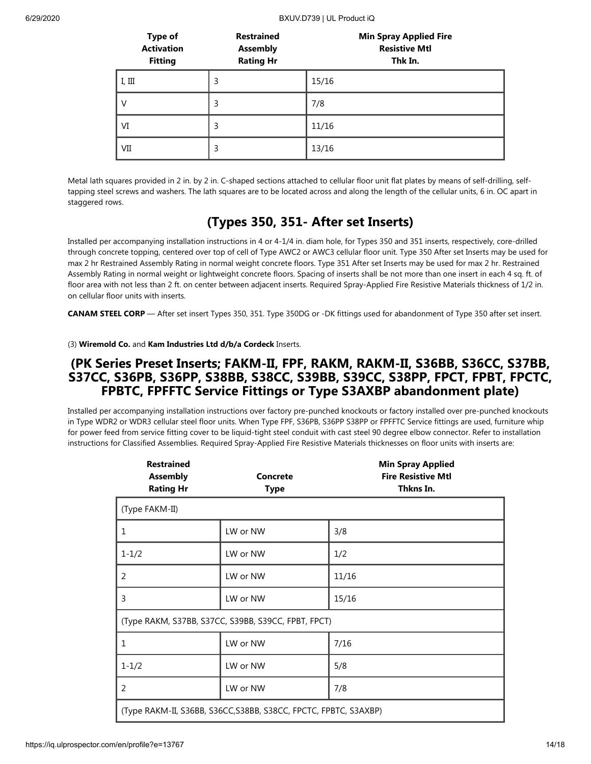| Type of Activation Fitting | Restrained Assembly Rating Hr | Min Spray Applied Fire Resistive Mtl Thk In. |
|---|---|---|
| I, III | 3 | 15/16 |
| V | 3 | 7/8 |
| VI | 3 | 11/16 |
| VII | 3 | 13/16 |

Metal lath squares provided in 2 in. by 2 in. C-shaped sections attached to cellular floor unit flat plates by means of self-drilling, self-tapping steel screws and washers. The lath squares are to be located across and along the length of the cellular units, 6 in. OC apart in staggered rows.

## (Types 350, 351- After set Inserts)

Installed per accompanying installation instructions in 4 or 4-1/4 in. diam hole, for Types 350 and 351 inserts, respectively, core-drilled through concrete topping, centered over top of cell of Type AWC2 or AWC3 cellular floor unit. Type 350 After set Inserts may be used for max 2 hr Restrained Assembly Rating in normal weight concrete floors. Type 351 After set Inserts may be used for max 2 hr. Restrained Assembly Rating in normal weight or lightweight concrete floors. Spacing of inserts shall be not more than one insert in each 4 sq. ft. of floor area with not less than 2 ft. on center between adjacent inserts. Required Spray-Applied Fire Resistive Materials thickness of 1/2 in. on cellular floor units with inserts.

**CANAM STEEL CORP** — After set insert Types 350, 351. Type 350DG or -DK fittings used for abandonment of Type 350 after set insert.

(3) **Wiremold Co.** and **Kam Industries Ltd d/b/a Cordeck** Inserts.

## (PK Series Preset Inserts; FAKM-II, FPF, RAKM, RAKM-II, S36BB, S36CC, S37BB, S37CC, S36PB, S36PP, S38BB, S38CC, S39BB, S39CC, S38PP, FPCT, FPBT, FPCTC, FPBTC, FPFFTC Service Fittings or Type S3AXBP abandonment plate)

Installed per accompanying installation instructions over factory pre-punched knockouts or factory installed over pre-punched knockouts in Type WDR2 or WDR3 cellular steel floor units. When Type FPF, S36PB, S36PP S38PP or FPFFTC Service fittings are used, furniture whip for power feed from service fitting cover to be liquid-tight steel conduit with cast steel 90 degree elbow connector. Refer to installation instructions for Classified Assemblies. Required Spray-Applied Fire Resistive Materials thicknesses on floor units with inserts are:

| Restrained Assembly Rating Hr | Concrete Type | Min Spray Applied Fire Resistive Mtl Thkns In. |
|---|---|---|
| (Type FAKM-II) | | |
| 1 | LW or NW | 3/8 |
| 1-1/2 | LW or NW | 1/2 |
| 2 | LW or NW | 11/16 |
| 3 | LW or NW | 15/16 |
| (Type RAKM, S37BB, S37CC, S39BB, S39CC, FPBT, FPCT) | | |
| 1 | LW or NW | 7/16 |
| 1-1/2 | LW or NW | 5/8 |
| 2 | LW or NW | 7/8 |
| (Type RAKM-II, S36BB, S36CC,S38BB, S38CC, FPCTC, FPBTC, S3AXBP) | | |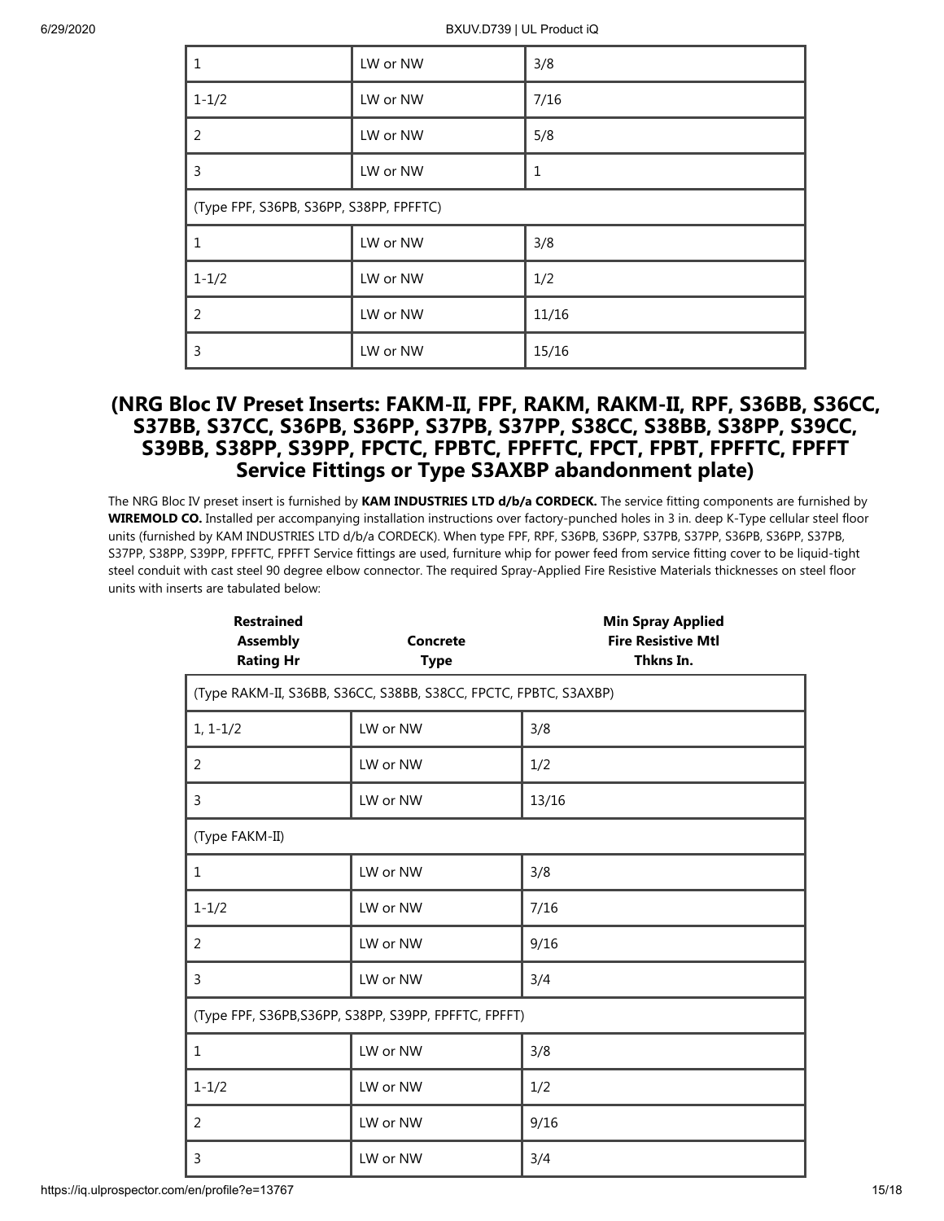| | | |
|---|---|---|
| 1 | LW or NW | 3/8 |
| 1-1/2 | LW or NW | 7/16 |
| 2 | LW or NW | 5/8 |
| 3 | LW or NW | 1 |
| (Type FPF, S36PB, S36PP, S38PP, FPFFTC) | | |
| 1 | LW or NW | 3/8 |
| 1-1/2 | LW or NW | 1/2 |
| 2 | LW or NW | 11/16 |
| 3 | LW or NW | 15/16 |

## (NRG Bloc IV Preset Inserts: FAKM-II, FPF, RAKM, RAKM-II, RPF, S36BB, S36CC, S37BB, S37CC, S36PB, S36PP, S37PB, S37PP, S38CC, S38BB, S38PP, S39CC, S39BB, S38PP, S39PP, FPCTC, FPBTC, FPFFTC, FPCT, FPBT, FPFFTC, FPFFT Service Fittings or Type S3AXBP abandonment plate)

The NRG Bloc IV preset insert is furnished by **KAM INDUSTRIES LTD d/b/a CORDECK.** The service fitting components are furnished by **WIREMOLD CO.** Installed per accompanying installation instructions over factory-punched holes in 3 in. deep K-Type cellular steel floor units (furnished by KAM INDUSTRIES LTD d/b/a CORDECK). When type FPF, RPF, S36PB, S36PP, S37PB, S37PP, S36PB, S36PP, S37PB, S37PP, S38PP, S39PP, FPFFTC, FPFFT Service fittings are used, furniture whip for power feed from service fitting cover to be liquid-tight steel conduit with cast steel 90 degree elbow connector. The required Spray-Applied Fire Resistive Materials thicknesses on steel floor units with inserts are tabulated below:

| Restrained Assembly Rating Hr | Concrete Type | Min Spray Applied Fire Resistive Mtl Thkns In. |
|---|---|---|
| (Type RAKM-II, S36BB, S36CC, S38BB, S38CC, FPCTC, FPBTC, S3AXBP) | | |
| 1, 1-1/2 | LW or NW | 3/8 |
| 2 | LW or NW | 1/2 |
| 3 | LW or NW | 13/16 |
| (Type FAKM-II) | | |
| 1 | LW or NW | 3/8 |
| 1-1/2 | LW or NW | 7/16 |
| 2 | LW or NW | 9/16 |
| 3 | LW or NW | 3/4 |
| (Type FPF, S36PB,S36PP, S38PP, S39PP, FPFFTC, FPFFT) | | |
| 1 | LW or NW | 3/8 |
| 1-1/2 | LW or NW | 1/2 |
| 2 | LW or NW | 9/16 |
| 3 | LW or NW | 3/4 |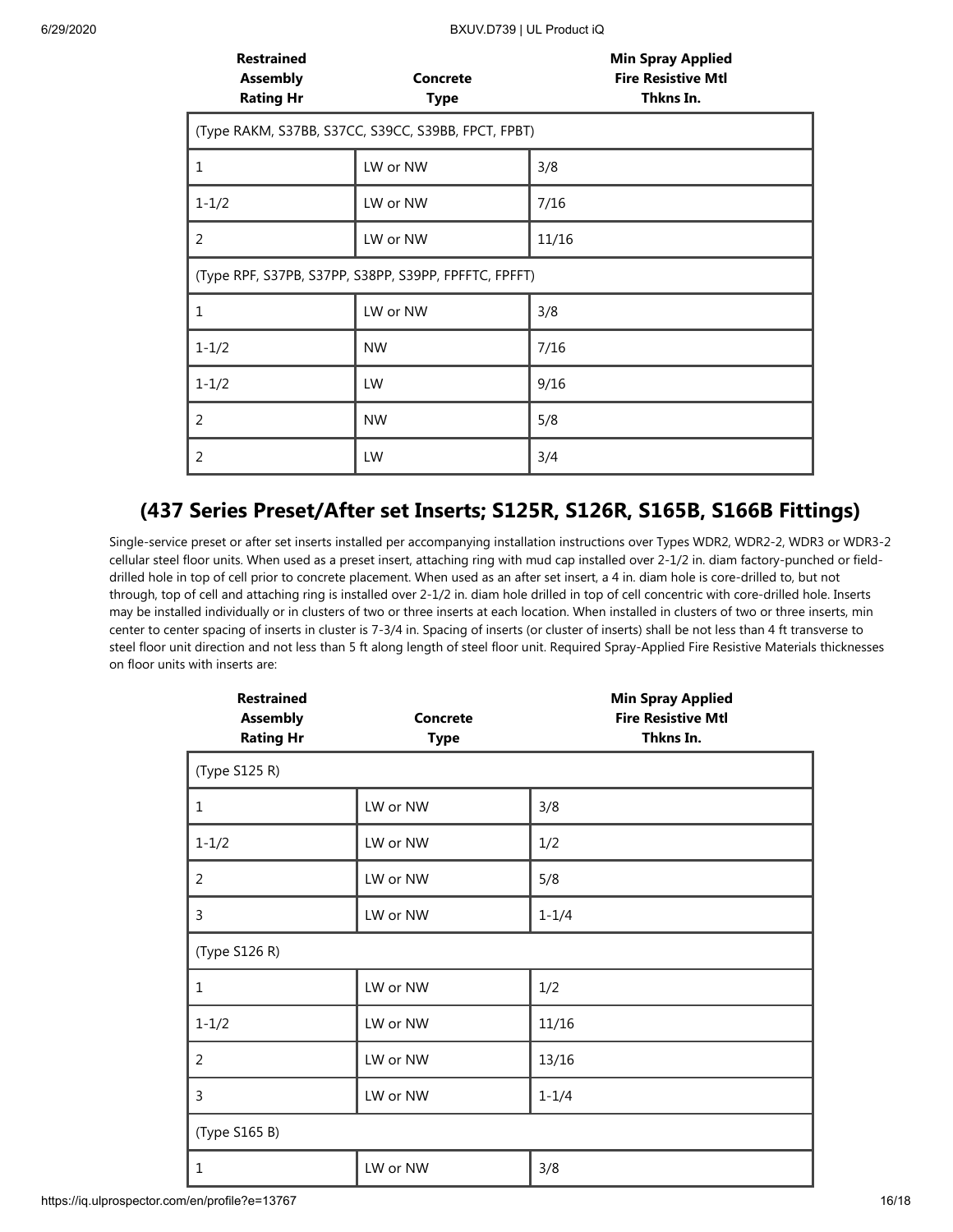| Restrained Assembly Rating Hr | Concrete Type | Min Spray Applied Fire Resistive Mtl Thkns In. |
|---|---|---|
| (Type RAKM, S37BB, S37CC, S39CC, S39BB, FPCT, FPBT) | | |
| 1 | LW or NW | 3/8 |
| 1-1/2 | LW or NW | 7/16 |
| 2 | LW or NW | 11/16 |
| (Type RPF, S37PB, S37PP, S38PP, S39PP, FPFFTC, FPFFT) | | |
| 1 | LW or NW | 3/8 |
| 1-1/2 | NW | 7/16 |
| 1-1/2 | LW | 9/16 |
| 2 | NW | 5/8 |
| 2 | LW | 3/4 |

## (437 Series Preset/After set Inserts; S125R, S126R, S165B, S166B Fittings)

Single-service preset or after set inserts installed per accompanying installation instructions over Types WDR2, WDR2-2, WDR3 or WDR3-2 cellular steel floor units. When used as a preset insert, attaching ring with mud cap installed over 2-1/2 in. diam factory-punched or field-drilled hole in top of cell prior to concrete placement. When used as an after set insert, a 4 in. diam hole is core-drilled to, but not through, top of cell and attaching ring is installed over 2-1/2 in. diam hole drilled in top of cell concentric with core-drilled hole. Inserts may be installed individually or in clusters of two or three inserts at each location. When installed in clusters of two or three inserts, min center to center spacing of inserts in cluster is 7-3/4 in. Spacing of inserts (or cluster of inserts) shall be not less than 4 ft transverse to steel floor unit direction and not less than 5 ft along length of steel floor unit. Required Spray-Applied Fire Resistive Materials thicknesses on floor units with inserts are:

| Restrained Assembly Rating Hr | Concrete Type | Min Spray Applied Fire Resistive Mtl Thkns In. |
|---|---|---|
| (Type S125 R) | | |
| 1 | LW or NW | 3/8 |
| 1-1/2 | LW or NW | 1/2 |
| 2 | LW or NW | 5/8 |
| 3 | LW or NW | 1-1/4 |
| (Type S126 R) | | |
| 1 | LW or NW | 1/2 |
| 1-1/2 | LW or NW | 11/16 |
| 2 | LW or NW | 13/16 |
| 3 | LW or NW | 1-1/4 |
| (Type S165 B) | | |
| 1 | LW or NW | 3/8 |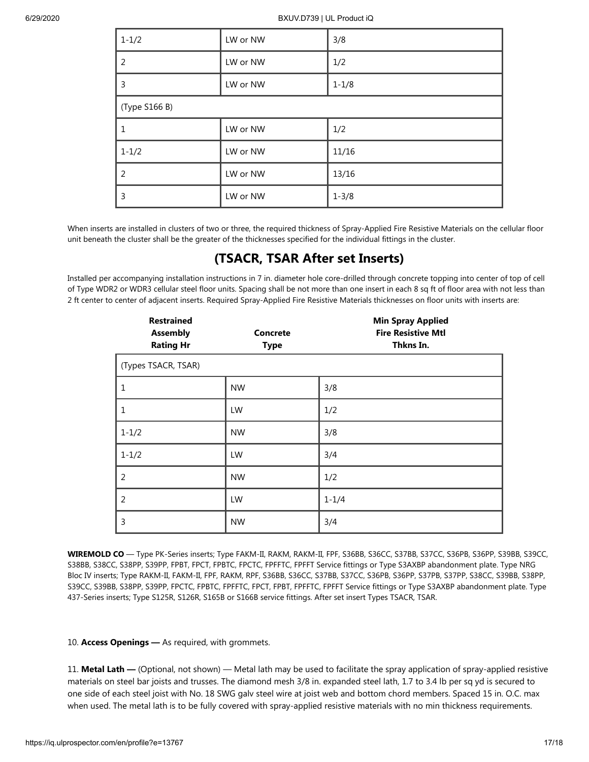| | | |
|---|---|---|
| 1-1/2 | LW or NW | 3/8 |
| 2 | LW or NW | 1/2 |
| 3 | LW or NW | 1-1/8 |
| (Type S166 B) | | |
| 1 | LW or NW | 1/2 |
| 1-1/2 | LW or NW | 11/16 |
| 2 | LW or NW | 13/16 |
| 3 | LW or NW | 1-3/8 |

When inserts are installed in clusters of two or three, the required thickness of Spray-Applied Fire Resistive Materials on the cellular floor unit beneath the cluster shall be the greater of the thicknesses specified for the individual fittings in the cluster.

## (TSACR, TSAR After set Inserts)

Installed per accompanying installation instructions in 7 in. diameter hole core-drilled through concrete topping into center of top of cell of Type WDR2 or WDR3 cellular steel floor units. Spacing shall be not more than one insert in each 8 sq ft of floor area with not less than 2 ft center to center of adjacent inserts. Required Spray-Applied Fire Resistive Materials thicknesses on floor units with inserts are:

| Restrained Assembly Rating Hr | Concrete Type | Min Spray Applied Fire Resistive Mtl Thkns In. |
|---|---|---|
| (Types TSACR, TSAR) | | |
| 1 | NW | 3/8 |
| 1 | LW | 1/2 |
| 1-1/2 | NW | 3/8 |
| 1-1/2 | LW | 3/4 |
| 2 | NW | 1/2 |
| 2 | LW | 1-1/4 |
| 3 | NW | 3/4 |

**WIREMOLD CO** — Type PK-Series inserts; Type FAKM-II, RAKM, RAKM-II, FPF, S36BB, S36CC, S37BB, S37CC, S36PB, S36PP, S39BB, S39CC, S38BB, S38CC, S38PP, S39PP, FPBT, FPCT, FPBTC, FPCTC, FPFFTC, FPFFT Service fittings or Type S3AXBP abandonment plate. Type NRG Bloc IV inserts; Type RAKM-II, FAKM-II, FPF, RAKM, RPF, S36BB, S36CC, S37BB, S37CC, S36PB, S36PP, S37PB, S37PP, S38CC, S39BB, S38PP, S39CC, S39BB, S38PP, S39PP, FPCTC, FPBTC, FPFFTC, FPCT, FPBT, FPFFTC, FPFFT Service fittings or Type S3AXBP abandonment plate. Type 437-Series inserts; Type S125R, S126R, S165B or S166B service fittings. After set insert Types TSACR, TSAR.

10. **Access Openings —** As required, with grommets.

11. **Metal Lath —** (Optional, not shown) — Metal lath may be used to facilitate the spray application of spray-applied resistive materials on steel bar joists and trusses. The diamond mesh 3/8 in. expanded steel lath, 1.7 to 3.4 lb per sq yd is secured to one side of each steel joist with No. 18 SWG galv steel wire at joist web and bottom chord members. Spaced 15 in. O.C. max when used. The metal lath is to be fully covered with spray-applied resistive materials with no min thickness requirements.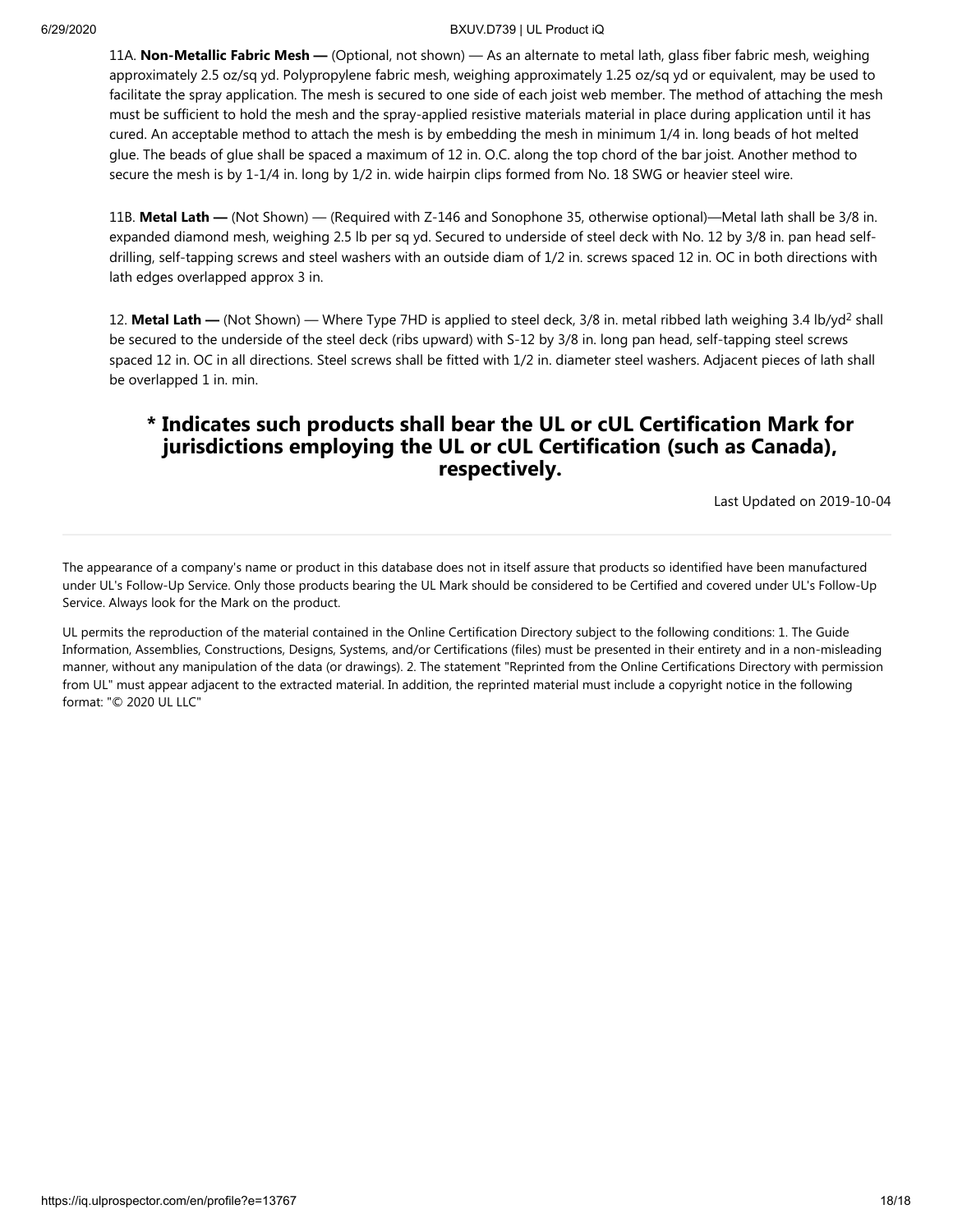11A. **Non-Metallic Fabric Mesh —** (Optional, not shown) — As an alternate to metal lath, glass fiber fabric mesh, weighing approximately 2.5 oz/sq yd. Polypropylene fabric mesh, weighing approximately 1.25 oz/sq yd or equivalent, may be used to facilitate the spray application. The mesh is secured to one side of each joist web member. The method of attaching the mesh must be sufficient to hold the mesh and the spray-applied resistive materials material in place during application until it has cured. An acceptable method to attach the mesh is by embedding the mesh in minimum 1/4 in. long beads of hot melted glue. The beads of glue shall be spaced a maximum of 12 in. O.C. along the top chord of the bar joist. Another method to secure the mesh is by 1-1/4 in. long by 1/2 in. wide hairpin clips formed from No. 18 SWG or heavier steel wire.

11B. **Metal Lath —** (Not Shown) — (Required with Z-146 and Sonophone 35, otherwise optional)—Metal lath shall be 3/8 in. expanded diamond mesh, weighing 2.5 lb per sq yd. Secured to underside of steel deck with No. 12 by 3/8 in. pan head self-drilling, self-tapping screws and steel washers with an outside diam of 1/2 in. screws spaced 12 in. OC in both directions with lath edges overlapped approx 3 in.

12. **Metal Lath —** (Not Shown) — Where Type 7HD is applied to steel deck, 3/8 in. metal ribbed lath weighing 3.4 lb/yd$^2$ shall be secured to the underside of the steel deck (ribs upward) with S-12 by 3/8 in. long pan head, self-tapping steel screws spaced 12 in. OC in all directions. Steel screws shall be fitted with 1/2 in. diameter steel washers. Adjacent pieces of lath shall be overlapped 1 in. min.

### * Indicates such products shall bear the UL or cUL Certification Mark for jurisdictions employing the UL or cUL Certification (such as Canada), respectively.

Last Updated on 2019-10-04

---

The appearance of a company's name or product in this database does not in itself assure that products so identified have been manufactured under UL's Follow-Up Service. Only those products bearing the UL Mark should be considered to be Certified and covered under UL's Follow-Up Service. Always look for the Mark on the product.

UL permits the reproduction of the material contained in the Online Certification Directory subject to the following conditions: 1. The Guide Information, Assemblies, Constructions, Designs, Systems, and/or Certifications (files) must be presented in their entirety and in a non-misleading manner, without any manipulation of the data (or drawings). 2. The statement "Reprinted from the Online Certifications Directory with permission from UL" must appear adjacent to the extracted material. In addition, the reprinted material must include a copyright notice in the following format: "© 2020 UL LLC"